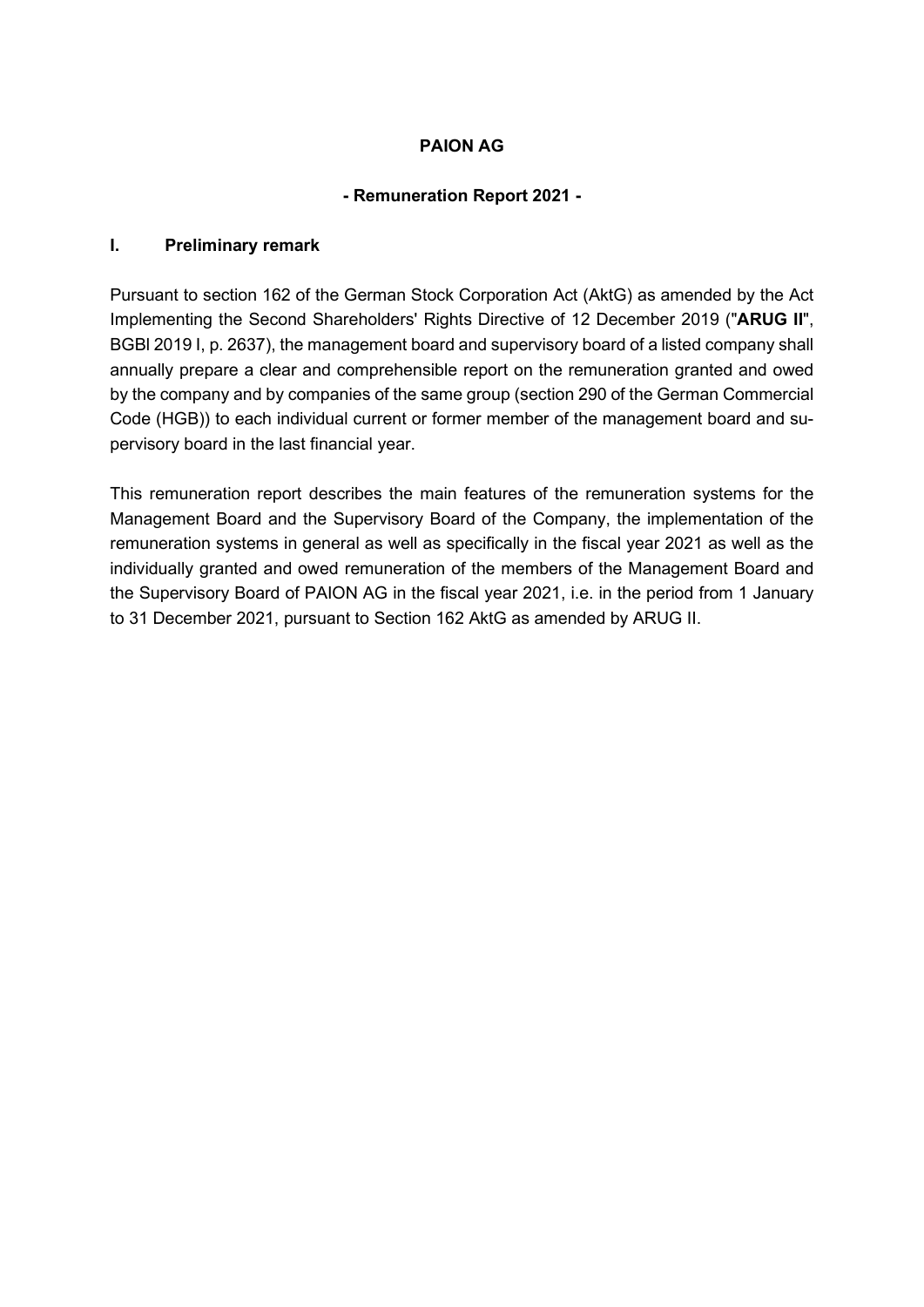# PAION AG

## - Remuneration Report 2021 -

## I. Preliminary remark

Pursuant to section 162 of the German Stock Corporation Act (AktG) as amended by the Act Implementing the Second Shareholders' Rights Directive of 12 December 2019 ("**ARUG II**", BGBl 2019 I, p. 2637), the management board and supervisory board of a listed company shall annually prepare a clear and comprehensible report on the remuneration granted and owed by the company and by companies of the same group (section 290 of the German Commercial Code (HGB)) to each individual current or former member of the management board and supervisory board in the last financial year.

This remuneration report describes the main features of the remuneration systems for the Management Board and the Supervisory Board of the Company, the implementation of the remuneration systems in general as well as specifically in the fiscal year 2021 as well as the individually granted and owed remuneration of the members of the Management Board and the Supervisory Board of PAION AG in the fiscal year 2021, i.e. in the period from 1 January to 31 December 2021, pursuant to Section 162 AktG as amended by ARUG II.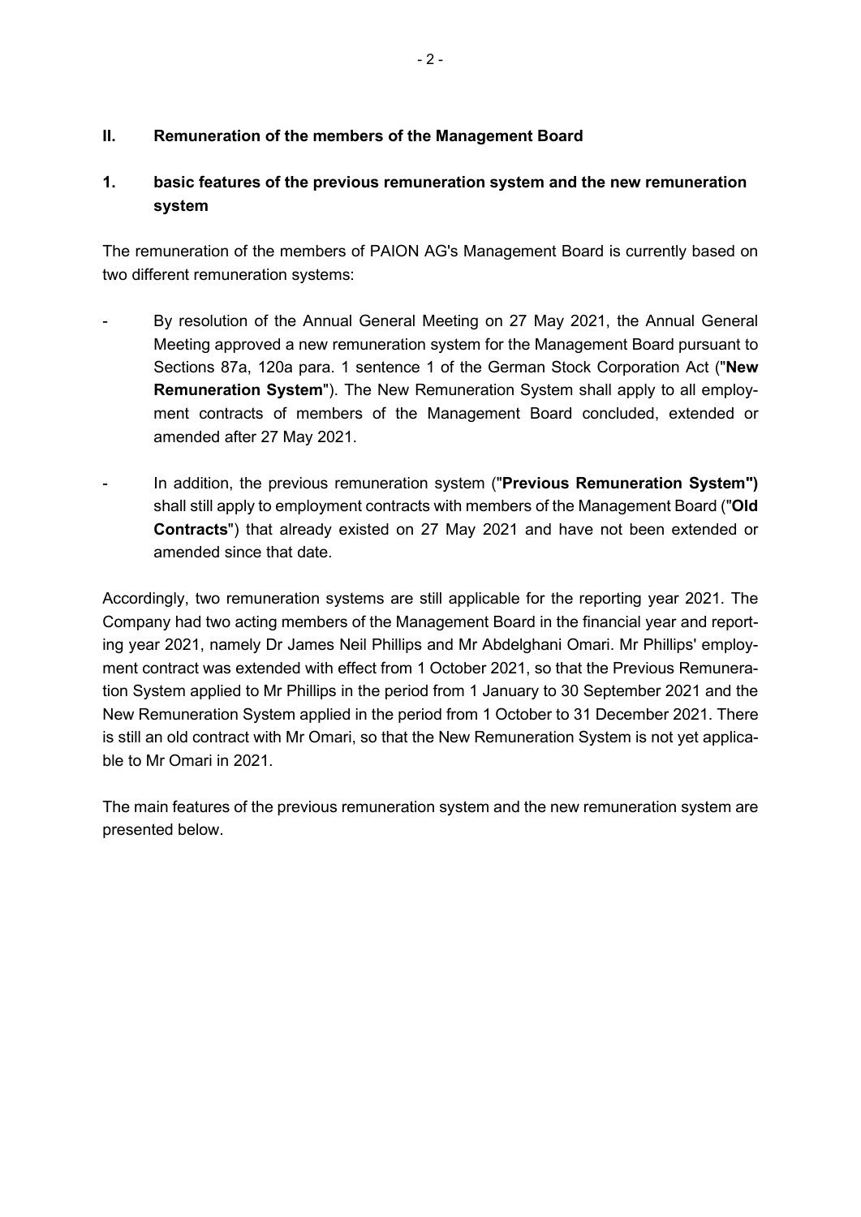## II. Remuneration of the members of the Management Board

### 1. basic features of the previous remuneration system and the new remuneration system

The remuneration of the members of PAION AG's Management Board is currently based on two different remuneration systems:

- By resolution of the Annual General Meeting on 27 May 2021, the Annual General Meeting approved a new remuneration system for the Management Board pursuant to Sections 87a, 120a para. 1 sentence 1 of the German Stock Corporation Act ("**New Remuneration System**"). The New Remuneration System shall apply to all employment contracts of members of the Management Board concluded, extended or amended after 27 May 2021.
- In addition, the previous remuneration system ("**Previous Remuneration System")** shall still apply to employment contracts with members of the Management Board ("**Old Contracts**") that already existed on 27 May 2021 and have not been extended or amended since that date.

Accordingly, two remuneration systems are still applicable for the reporting year 2021. The Company had two acting members of the Management Board in the financial year and reporting year 2021, namely Dr James Neil Phillips and Mr Abdelghani Omari. Mr Phillips' employment contract was extended with effect from 1 October 2021, so that the Previous Remuneration System applied to Mr Phillips in the period from 1 January to 30 September 2021 and the New Remuneration System applied in the period from 1 October to 31 December 2021. There is still an old contract with Mr Omari, so that the New Remuneration System is not yet applicable to Mr Omari in 2021.

The main features of the previous remuneration system and the new remuneration system are presented below.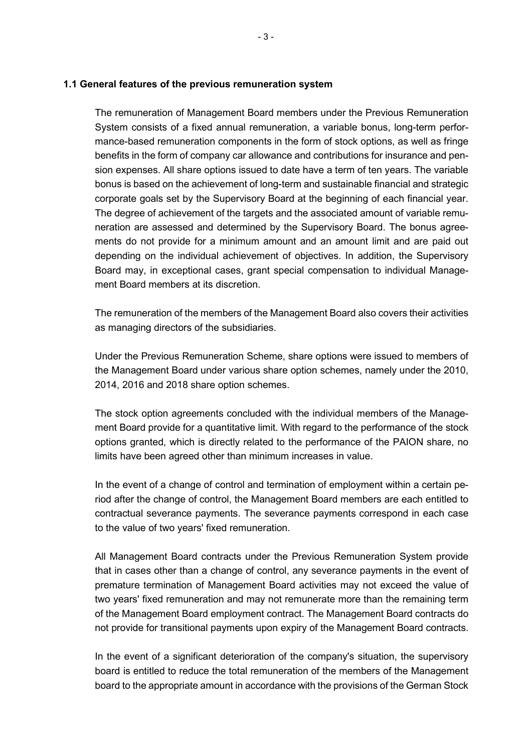### 1.1 General features of the previous remuneration system

The remuneration of Management Board members under the Previous Remuneration System consists of a fixed annual remuneration, a variable bonus, long-term performance-based remuneration components in the form of stock options, as well as fringe benefits in the form of company car allowance and contributions for insurance and pension expenses. All share options issued to date have a term of ten years. The variable bonus is based on the achievement of long-term and sustainable financial and strategic corporate goals set by the Supervisory Board at the beginning of each financial year. The degree of achievement of the targets and the associated amount of variable remuneration are assessed and determined by the Supervisory Board. The bonus agreements do not provide for a minimum amount and an amount limit and are paid out depending on the individual achievement of objectives. In addition, the Supervisory Board may, in exceptional cases, grant special compensation to individual Management Board members at its discretion.

The remuneration of the members of the Management Board also covers their activities as managing directors of the subsidiaries.

Under the Previous Remuneration Scheme, share options were issued to members of the Management Board under various share option schemes, namely under the 2010, 2014, 2016 and 2018 share option schemes.

The stock option agreements concluded with the individual members of the Management Board provide for a quantitative limit. With regard to the performance of the stock options granted, which is directly related to the performance of the PAION share, no limits have been agreed other than minimum increases in value.

In the event of a change of control and termination of employment within a certain period after the change of control, the Management Board members are each entitled to contractual severance payments. The severance payments correspond in each case to the value of two years' fixed remuneration.

All Management Board contracts under the Previous Remuneration System provide that in cases other than a change of control, any severance payments in the event of premature termination of Management Board activities may not exceed the value of two years' fixed remuneration and may not remunerate more than the remaining term of the Management Board employment contract. The Management Board contracts do not provide for transitional payments upon expiry of the Management Board contracts.

In the event of a significant deterioration of the company's situation, the supervisory board is entitled to reduce the total remuneration of the members of the Management board to the appropriate amount in accordance with the provisions of the German Stock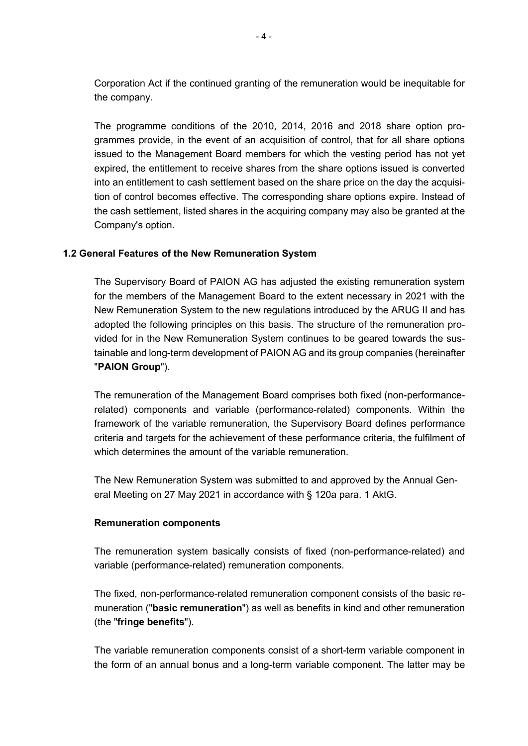Corporation Act if the continued granting of the remuneration would be inequitable for the company.

The programme conditions of the 2010, 2014, 2016 and 2018 share option programmes provide, in the event of an acquisition of control, that for all share options issued to the Management Board members for which the vesting period has not yet expired, the entitlement to receive shares from the share options issued is converted into an entitlement to cash settlement based on the share price on the day the acquisition of control becomes effective. The corresponding share options expire. Instead of the cash settlement, listed shares in the acquiring company may also be granted at the Company's option.

### 1.2 General Features of the New Remuneration System

The Supervisory Board of PAION AG has adjusted the existing remuneration system for the members of the Management Board to the extent necessary in 2021 with the New Remuneration System to the new regulations introduced by the ARUG II and has adopted the following principles on this basis. The structure of the remuneration provided for in the New Remuneration System continues to be geared towards the sustainable and long-term development of PAION AG and its group companies (hereinafter "**PAION Group**").

The remuneration of the Management Board comprises both fixed (non-performance-related) components and variable (performance-related) components. Within the framework of the variable remuneration, the Supervisory Board defines performance criteria and targets for the achievement of these performance criteria, the fulfilment of which determines the amount of the variable remuneration.

The New Remuneration System was submitted to and approved by the Annual General Meeting on 27 May 2021 in accordance with § 120a para. 1 AktG.

#### Remuneration components

The remuneration system basically consists of fixed (non-performance-related) and variable (performance-related) remuneration components.

The fixed, non-performance-related remuneration component consists of the basic remuneration ("**basic remuneration**") as well as benefits in kind and other remuneration (the "**fringe benefits**").

The variable remuneration components consist of a short-term variable component in the form of an annual bonus and a long-term variable component. The latter may be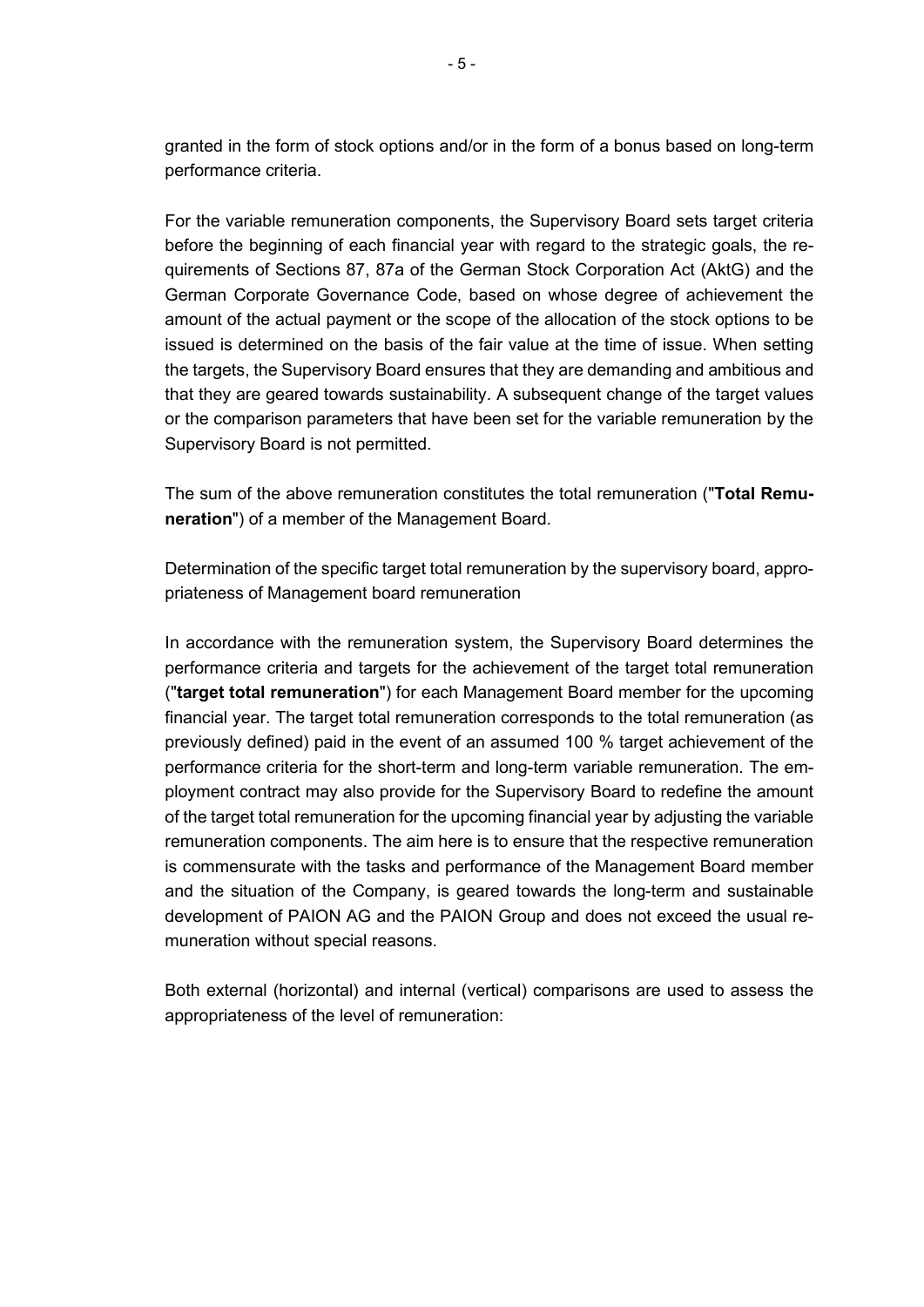granted in the form of stock options and/or in the form of a bonus based on long-term performance criteria.

For the variable remuneration components, the Supervisory Board sets target criteria before the beginning of each financial year with regard to the strategic goals, the requirements of Sections 87, 87a of the German Stock Corporation Act (AktG) and the German Corporate Governance Code, based on whose degree of achievement the amount of the actual payment or the scope of the allocation of the stock options to be issued is determined on the basis of the fair value at the time of issue. When setting the targets, the Supervisory Board ensures that they are demanding and ambitious and that they are geared towards sustainability. A subsequent change of the target values or the comparison parameters that have been set for the variable remuneration by the Supervisory Board is not permitted.

The sum of the above remuneration constitutes the total remuneration ("**Total Remuneration**") of a member of the Management Board.

Determination of the specific target total remuneration by the supervisory board, appropriateness of Management board remuneration

In accordance with the remuneration system, the Supervisory Board determines the performance criteria and targets for the achievement of the target total remuneration ("**target total remuneration**") for each Management Board member for the upcoming financial year. The target total remuneration corresponds to the total remuneration (as previously defined) paid in the event of an assumed 100 % target achievement of the performance criteria for the short-term and long-term variable remuneration. The employment contract may also provide for the Supervisory Board to redefine the amount of the target total remuneration for the upcoming financial year by adjusting the variable remuneration components. The aim here is to ensure that the respective remuneration is commensurate with the tasks and performance of the Management Board member and the situation of the Company, is geared towards the long-term and sustainable development of PAION AG and the PAION Group and does not exceed the usual remuneration without special reasons.

Both external (horizontal) and internal (vertical) comparisons are used to assess the appropriateness of the level of remuneration: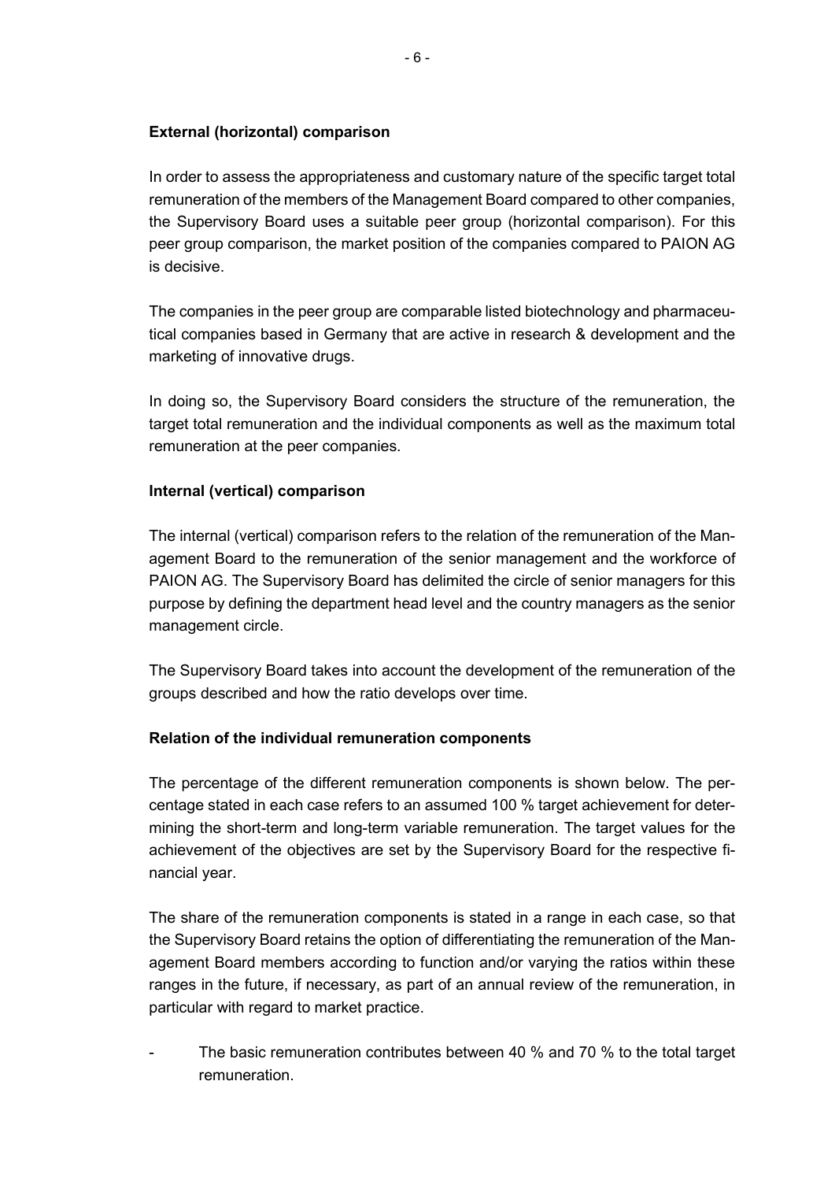**External (horizontal) comparison**

In order to assess the appropriateness and customary nature of the specific target total remuneration of the members of the Management Board compared to other companies, the Supervisory Board uses a suitable peer group (horizontal comparison). For this peer group comparison, the market position of the companies compared to PAION AG is decisive.

The companies in the peer group are comparable listed biotechnology and pharmaceutical companies based in Germany that are active in research & development and the marketing of innovative drugs.

In doing so, the Supervisory Board considers the structure of the remuneration, the target total remuneration and the individual components as well as the maximum total remuneration at the peer companies.

**Internal (vertical) comparison**

The internal (vertical) comparison refers to the relation of the remuneration of the Management Board to the remuneration of the senior management and the workforce of PAION AG. The Supervisory Board has delimited the circle of senior managers for this purpose by defining the department head level and the country managers as the senior management circle.

The Supervisory Board takes into account the development of the remuneration of the groups described and how the ratio develops over time.

**Relation of the individual remuneration components**

The percentage of the different remuneration components is shown below. The percentage stated in each case refers to an assumed 100 % target achievement for determining the short-term and long-term variable remuneration. The target values for the achievement of the objectives are set by the Supervisory Board for the respective financial year.

The share of the remuneration components is stated in a range in each case, so that the Supervisory Board retains the option of differentiating the remuneration of the Management Board members according to function and/or varying the ratios within these ranges in the future, if necessary, as part of an annual review of the remuneration, in particular with regard to market practice.

- The basic remuneration contributes between 40 % and 70 % to the total target remuneration.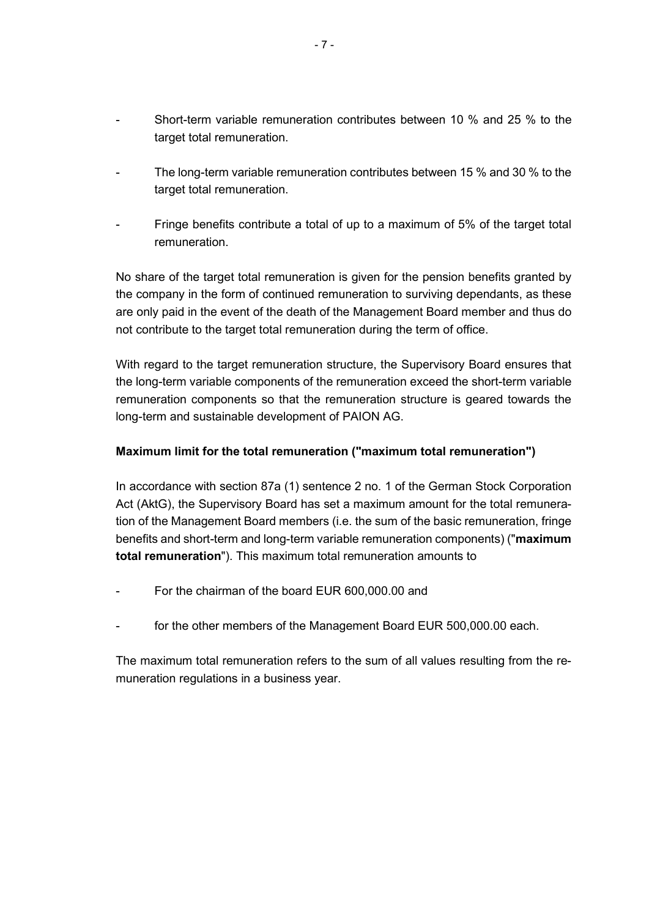- Short-term variable remuneration contributes between 10 % and 25 % to the target total remuneration.
- The long-term variable remuneration contributes between 15 % and 30 % to the target total remuneration.
- Fringe benefits contribute a total of up to a maximum of 5% of the target total remuneration.

No share of the target total remuneration is given for the pension benefits granted by the company in the form of continued remuneration to surviving dependants, as these are only paid in the event of the death of the Management Board member and thus do not contribute to the target total remuneration during the term of office.

With regard to the target remuneration structure, the Supervisory Board ensures that the long-term variable components of the remuneration exceed the short-term variable remuneration components so that the remuneration structure is geared towards the long-term and sustainable development of PAION AG.

**Maximum limit for the total remuneration ("maximum total remuneration")**

In accordance with section 87a (1) sentence 2 no. 1 of the German Stock Corporation Act (AktG), the Supervisory Board has set a maximum amount for the total remuneration of the Management Board members (i.e. the sum of the basic remuneration, fringe benefits and short-term and long-term variable remuneration components) ("**maximum total remuneration**"). This maximum total remuneration amounts to

- For the chairman of the board EUR 600,000.00 and
- for the other members of the Management Board EUR 500,000.00 each.

The maximum total remuneration refers to the sum of all values resulting from the remuneration regulations in a business year.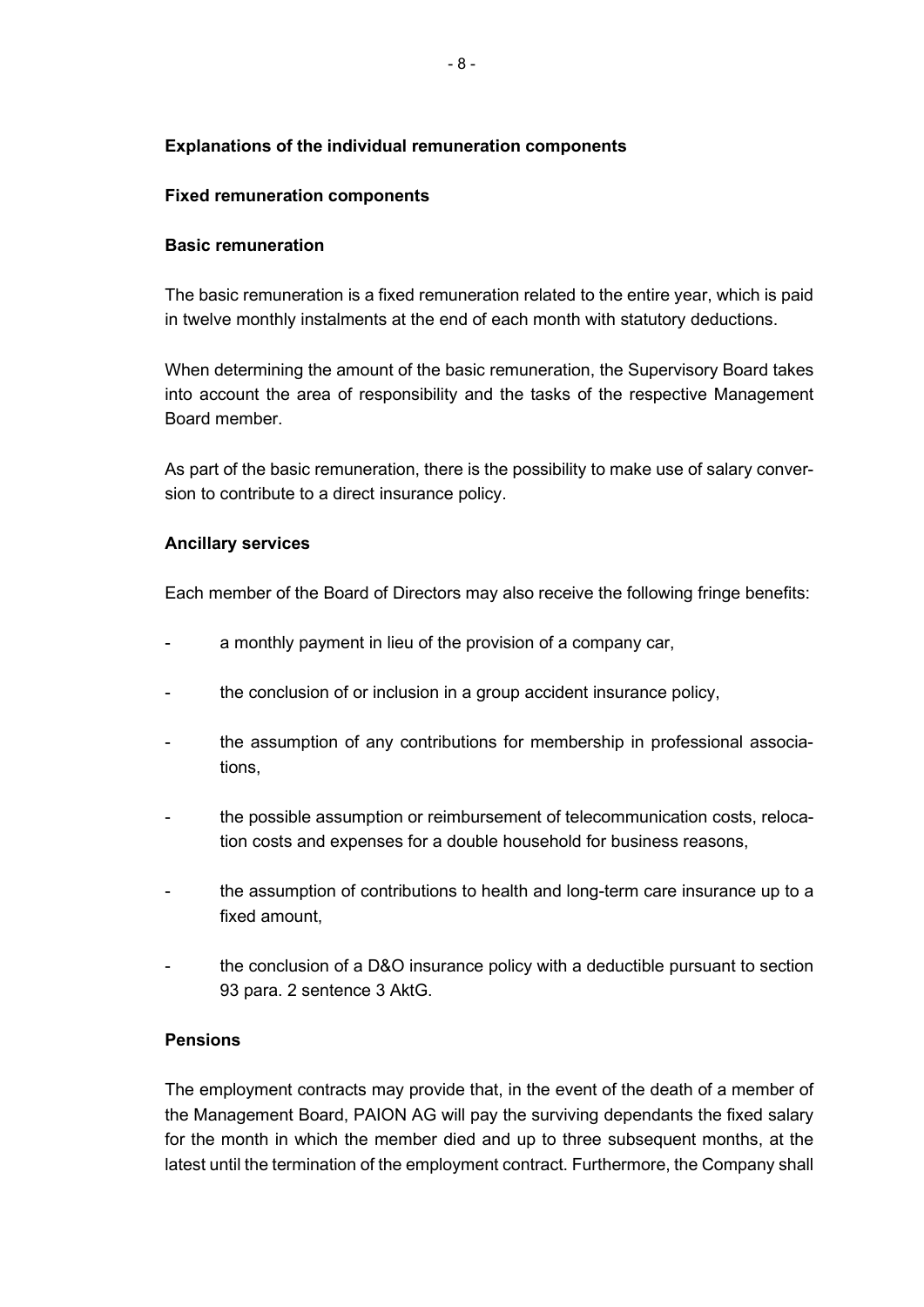**Explanations of the individual remuneration components**

**Fixed remuneration components**

**Basic remuneration**

The basic remuneration is a fixed remuneration related to the entire year, which is paid in twelve monthly instalments at the end of each month with statutory deductions.

When determining the amount of the basic remuneration, the Supervisory Board takes into account the area of responsibility and the tasks of the respective Management Board member.

As part of the basic remuneration, there is the possibility to make use of salary conversion to contribute to a direct insurance policy.

**Ancillary services**

Each member of the Board of Directors may also receive the following fringe benefits:

- a monthly payment in lieu of the provision of a company car,
- the conclusion of or inclusion in a group accident insurance policy,
- the assumption of any contributions for membership in professional associations,
- the possible assumption or reimbursement of telecommunication costs, relocation costs and expenses for a double household for business reasons,
- the assumption of contributions to health and long-term care insurance up to a fixed amount,
- the conclusion of a D&O insurance policy with a deductible pursuant to section 93 para. 2 sentence 3 AktG.

**Pensions**

The employment contracts may provide that, in the event of the death of a member of the Management Board, PAION AG will pay the surviving dependants the fixed salary for the month in which the member died and up to three subsequent months, at the latest until the termination of the employment contract. Furthermore, the Company shall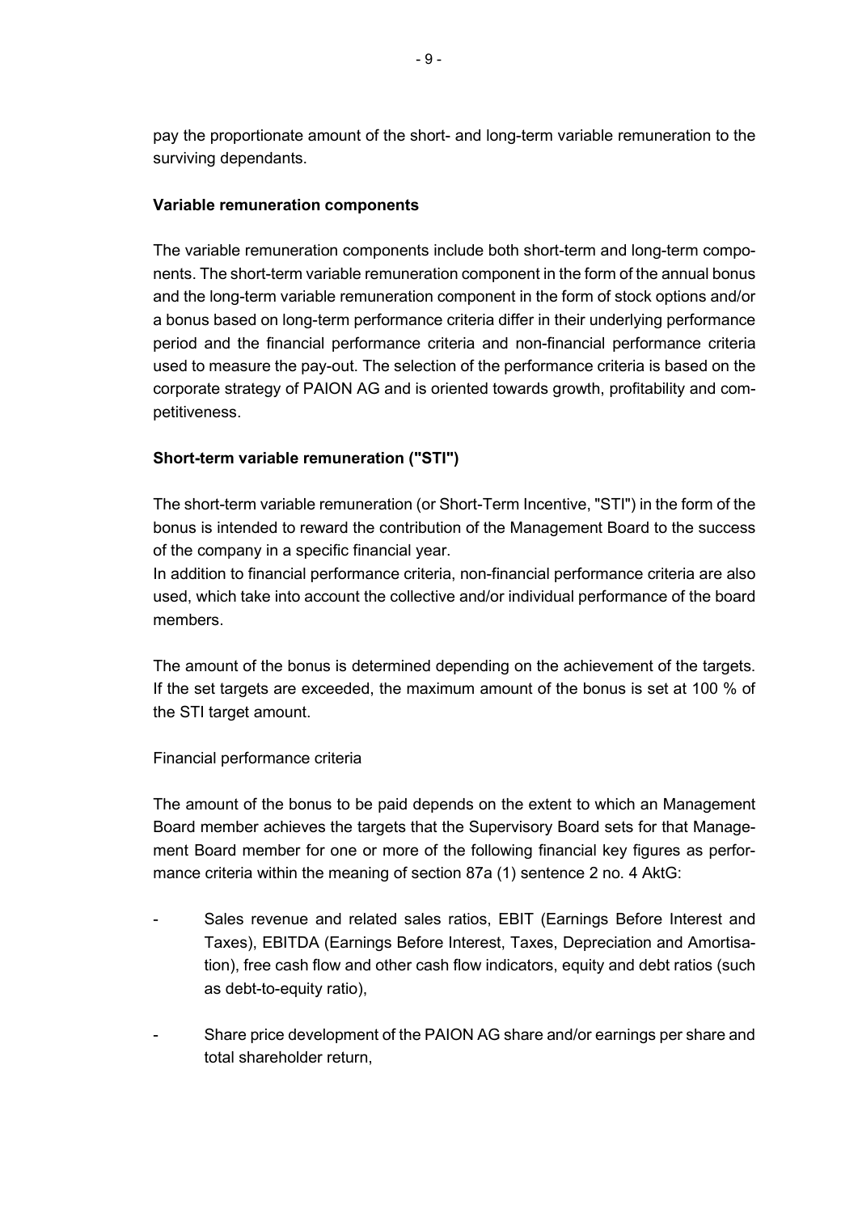pay the proportionate amount of the short- and long-term variable remuneration to the surviving dependants.

**Variable remuneration components**

The variable remuneration components include both short-term and long-term components. The short-term variable remuneration component in the form of the annual bonus and the long-term variable remuneration component in the form of stock options and/or a bonus based on long-term performance criteria differ in their underlying performance period and the financial performance criteria and non-financial performance criteria used to measure the pay-out. The selection of the performance criteria is based on the corporate strategy of PAION AG and is oriented towards growth, profitability and competitiveness.

**Short-term variable remuneration ("STI")**

The short-term variable remuneration (or Short-Term Incentive, "STI") in the form of the bonus is intended to reward the contribution of the Management Board to the success of the company in a specific financial year.
In addition to financial performance criteria, non-financial performance criteria are also used, which take into account the collective and/or individual performance of the board members.

The amount of the bonus is determined depending on the achievement of the targets. If the set targets are exceeded, the maximum amount of the bonus is set at 100 % of the STI target amount.

Financial performance criteria

The amount of the bonus to be paid depends on the extent to which an Management Board member achieves the targets that the Supervisory Board sets for that Management Board member for one or more of the following financial key figures as performance criteria within the meaning of section 87a (1) sentence 2 no. 4 AktG:

- Sales revenue and related sales ratios, EBIT (Earnings Before Interest and Taxes), EBITDA (Earnings Before Interest, Taxes, Depreciation and Amortisation), free cash flow and other cash flow indicators, equity and debt ratios (such as debt-to-equity ratio),

- Share price development of the PAION AG share and/or earnings per share and total shareholder return,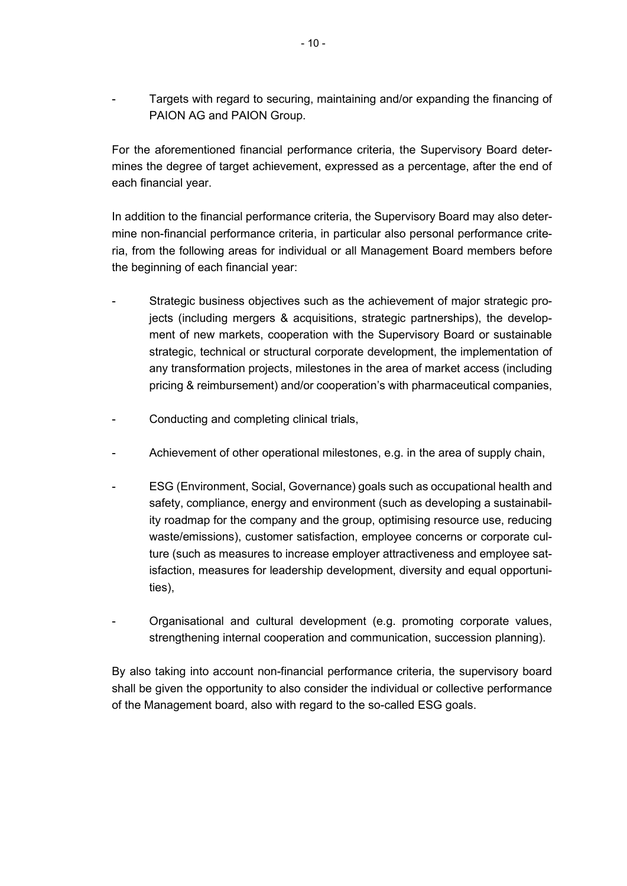- Targets with regard to securing, maintaining and/or expanding the financing of PAION AG and PAION Group.

For the aforementioned financial performance criteria, the Supervisory Board determines the degree of target achievement, expressed as a percentage, after the end of each financial year.

In addition to the financial performance criteria, the Supervisory Board may also determine non-financial performance criteria, in particular also personal performance criteria, from the following areas for individual or all Management Board members before the beginning of each financial year:

- Strategic business objectives such as the achievement of major strategic projects (including mergers & acquisitions, strategic partnerships), the development of new markets, cooperation with the Supervisory Board or sustainable strategic, technical or structural corporate development, the implementation of any transformation projects, milestones in the area of market access (including pricing & reimbursement) and/or cooperation's with pharmaceutical companies,

- Conducting and completing clinical trials,

- Achievement of other operational milestones, e.g. in the area of supply chain,

- ESG (Environment, Social, Governance) goals such as occupational health and safety, compliance, energy and environment (such as developing a sustainability roadmap for the company and the group, optimising resource use, reducing waste/emissions), customer satisfaction, employee concerns or corporate culture (such as measures to increase employer attractiveness and employee satisfaction, measures for leadership development, diversity and equal opportunities),

- Organisational and cultural development (e.g. promoting corporate values, strengthening internal cooperation and communication, succession planning).

By also taking into account non-financial performance criteria, the supervisory board shall be given the opportunity to also consider the individual or collective performance of the Management board, also with regard to the so-called ESG goals.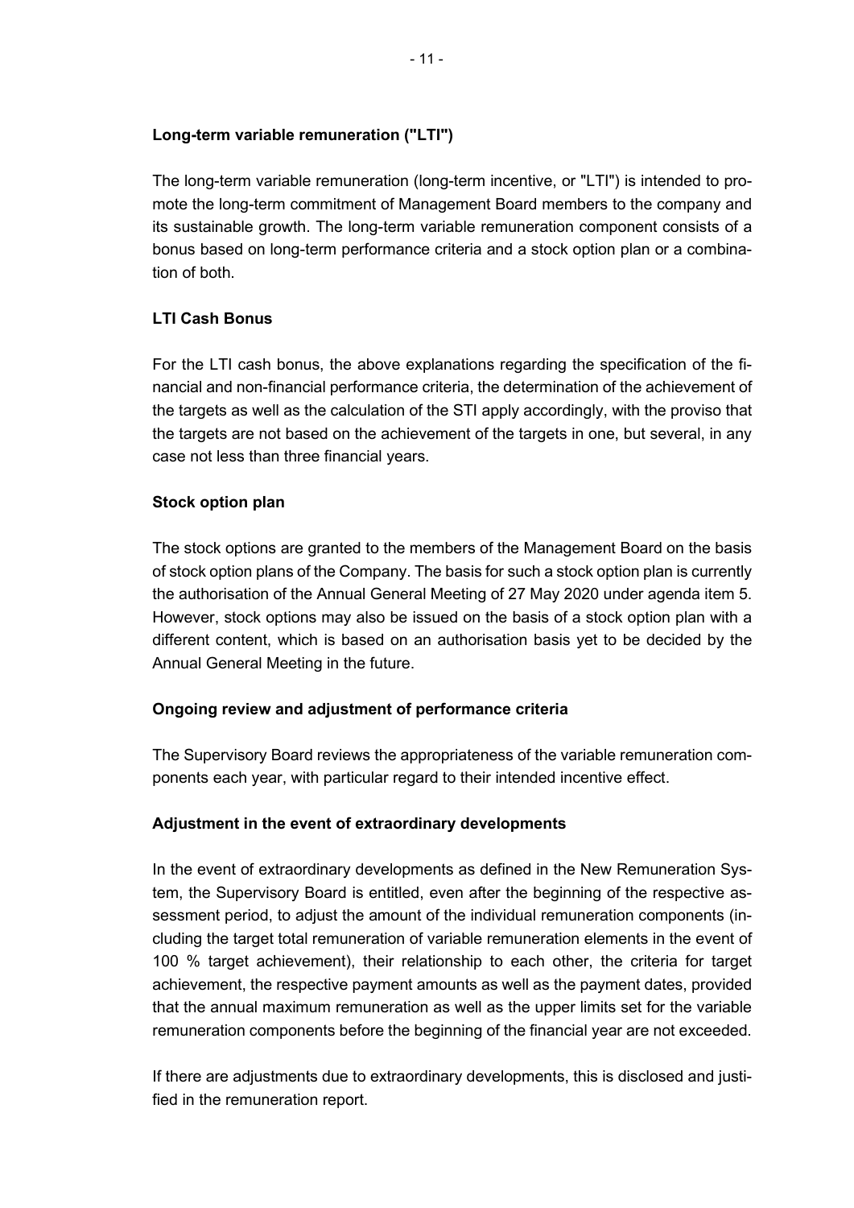**Long-term variable remuneration ("LTI")**

The long-term variable remuneration (long-term incentive, or "LTI") is intended to promote the long-term commitment of Management Board members to the company and its sustainable growth. The long-term variable remuneration component consists of a bonus based on long-term performance criteria and a stock option plan or a combination of both.

**LTI Cash Bonus**

For the LTI cash bonus, the above explanations regarding the specification of the financial and non-financial performance criteria, the determination of the achievement of the targets as well as the calculation of the STI apply accordingly, with the proviso that the targets are not based on the achievement of the targets in one, but several, in any case not less than three financial years.

**Stock option plan**

The stock options are granted to the members of the Management Board on the basis of stock option plans of the Company. The basis for such a stock option plan is currently the authorisation of the Annual General Meeting of 27 May 2020 under agenda item 5. However, stock options may also be issued on the basis of a stock option plan with a different content, which is based on an authorisation basis yet to be decided by the Annual General Meeting in the future.

**Ongoing review and adjustment of performance criteria**

The Supervisory Board reviews the appropriateness of the variable remuneration components each year, with particular regard to their intended incentive effect.

**Adjustment in the event of extraordinary developments**

In the event of extraordinary developments as defined in the New Remuneration System, the Supervisory Board is entitled, even after the beginning of the respective assessment period, to adjust the amount of the individual remuneration components (including the target total remuneration of variable remuneration elements in the event of 100 % target achievement), their relationship to each other, the criteria for target achievement, the respective payment amounts as well as the payment dates, provided that the annual maximum remuneration as well as the upper limits set for the variable remuneration components before the beginning of the financial year are not exceeded.

If there are adjustments due to extraordinary developments, this is disclosed and justified in the remuneration report.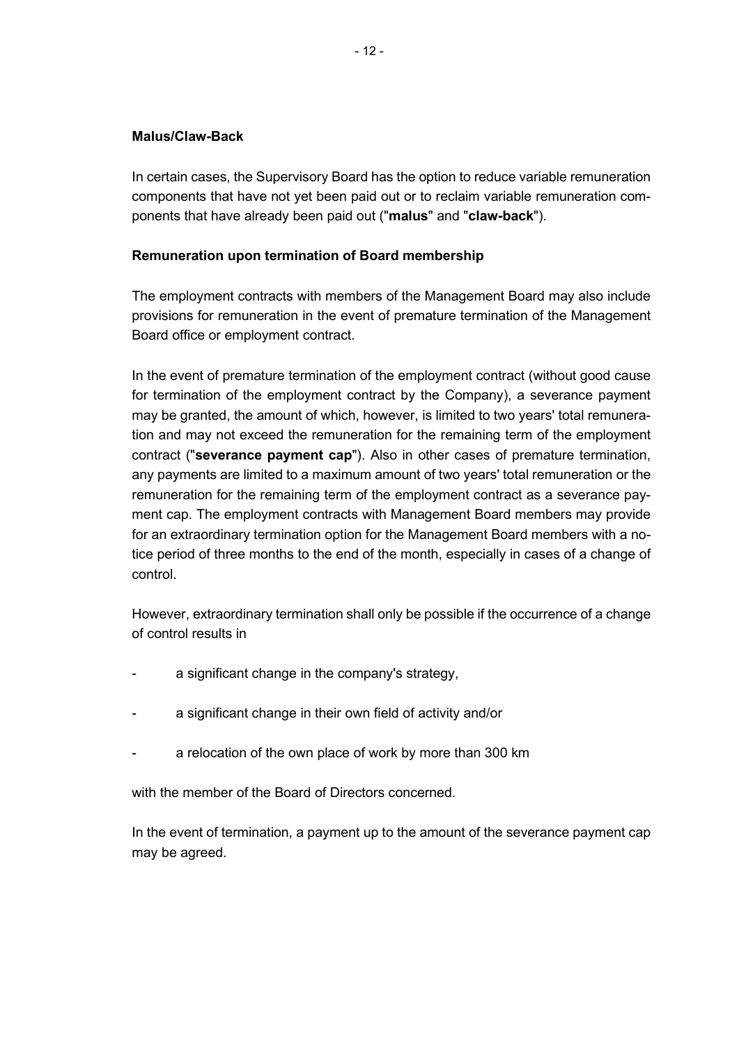**Malus/Claw-Back**

In certain cases, the Supervisory Board has the option to reduce variable remuneration components that have not yet been paid out or to reclaim variable remuneration components that have already been paid out ("**malus**" and "**claw-back**").

**Remuneration upon termination of Board membership**

The employment contracts with members of the Management Board may also include provisions for remuneration in the event of premature termination of the Management Board office or employment contract.

In the event of premature termination of the employment contract (without good cause for termination of the employment contract by the Company), a severance payment may be granted, the amount of which, however, is limited to two years' total remuneration and may not exceed the remuneration for the remaining term of the employment contract ("**severance payment cap**"). Also in other cases of premature termination, any payments are limited to a maximum amount of two years' total remuneration or the remuneration for the remaining term of the employment contract as a severance payment cap. The employment contracts with Management Board members may provide for an extraordinary termination option for the Management Board members with a notice period of three months to the end of the month, especially in cases of a change of control.

However, extraordinary termination shall only be possible if the occurrence of a change of control results in

- a significant change in the company's strategy,
- a significant change in their own field of activity and/or
- a relocation of the own place of work by more than 300 km

with the member of the Board of Directors concerned.

In the event of termination, a payment up to the amount of the severance payment cap may be agreed.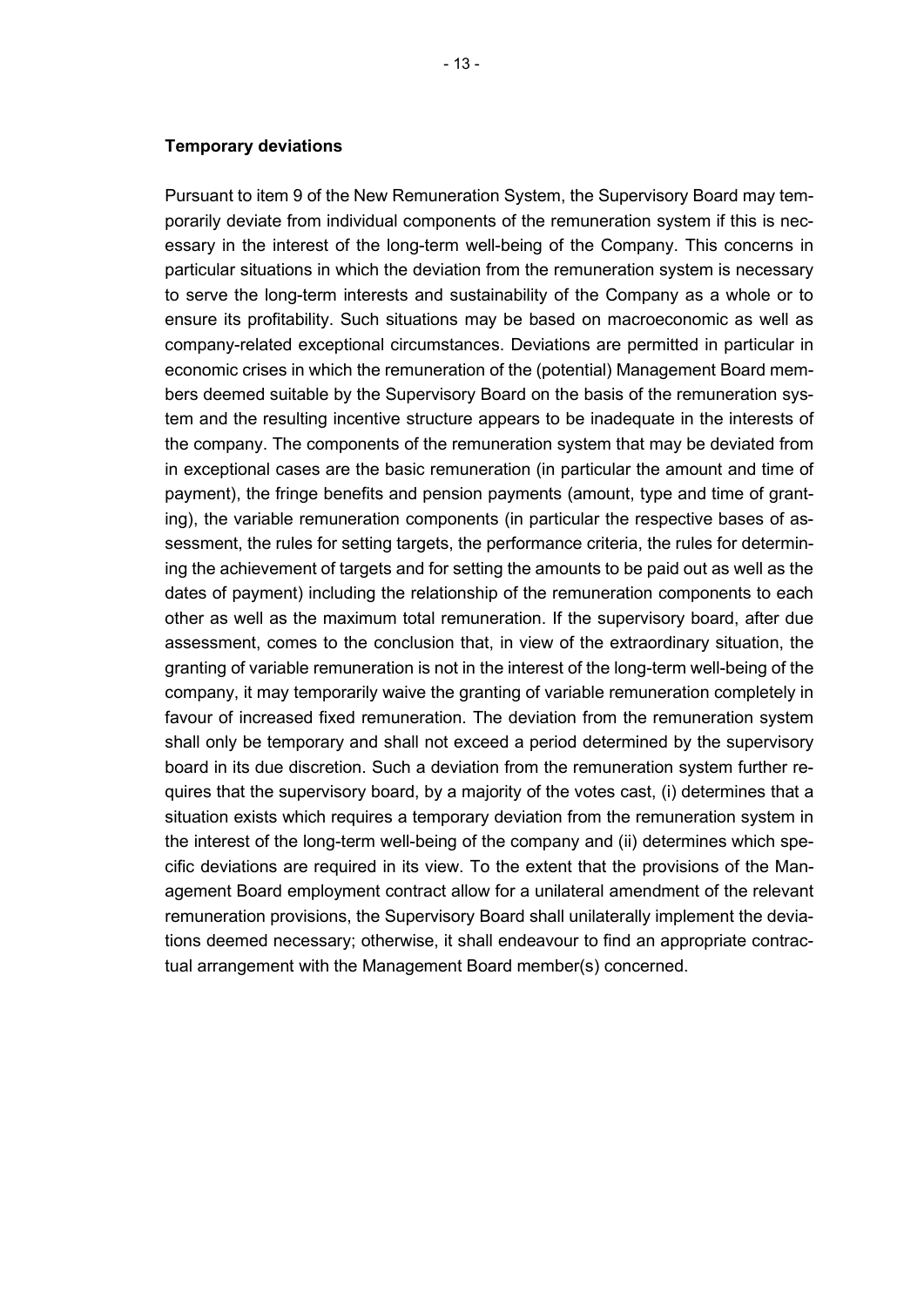**Temporary deviations**

Pursuant to item 9 of the New Remuneration System, the Supervisory Board may temporarily deviate from individual components of the remuneration system if this is necessary in the interest of the long-term well-being of the Company. This concerns in particular situations in which the deviation from the remuneration system is necessary to serve the long-term interests and sustainability of the Company as a whole or to ensure its profitability. Such situations may be based on macroeconomic as well as company-related exceptional circumstances. Deviations are permitted in particular in economic crises in which the remuneration of the (potential) Management Board members deemed suitable by the Supervisory Board on the basis of the remuneration system and the resulting incentive structure appears to be inadequate in the interests of the company. The components of the remuneration system that may be deviated from in exceptional cases are the basic remuneration (in particular the amount and time of payment), the fringe benefits and pension payments (amount, type and time of granting), the variable remuneration components (in particular the respective bases of assessment, the rules for setting targets, the performance criteria, the rules for determining the achievement of targets and for setting the amounts to be paid out as well as the dates of payment) including the relationship of the remuneration components to each other as well as the maximum total remuneration. If the supervisory board, after due assessment, comes to the conclusion that, in view of the extraordinary situation, the granting of variable remuneration is not in the interest of the long-term well-being of the company, it may temporarily waive the granting of variable remuneration completely in favour of increased fixed remuneration. The deviation from the remuneration system shall only be temporary and shall not exceed a period determined by the supervisory board in its due discretion. Such a deviation from the remuneration system further requires that the supervisory board, by a majority of the votes cast, (i) determines that a situation exists which requires a temporary deviation from the remuneration system in the interest of the long-term well-being of the company and (ii) determines which specific deviations are required in its view. To the extent that the provisions of the Management Board employment contract allow for a unilateral amendment of the relevant remuneration provisions, the Supervisory Board shall unilaterally implement the deviations deemed necessary; otherwise, it shall endeavour to find an appropriate contractual arrangement with the Management Board member(s) concerned.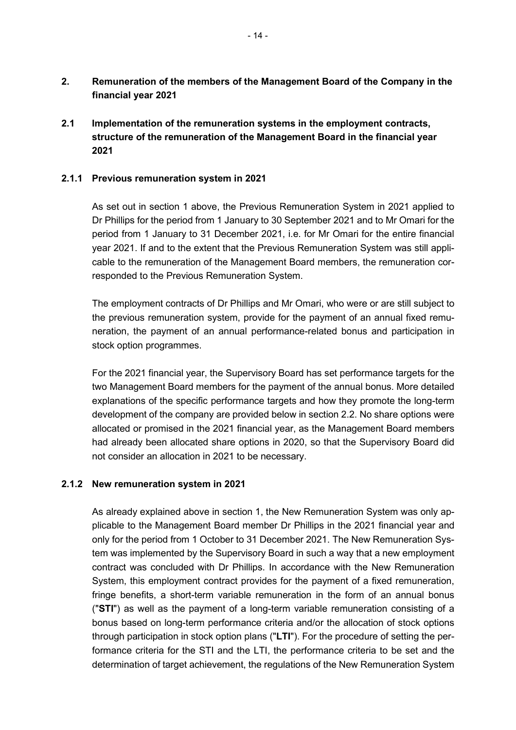## 2. Remuneration of the members of the Management Board of the Company in the financial year 2021

### 2.1 Implementation of the remuneration systems in the employment contracts, structure of the remuneration of the Management Board in the financial year 2021

#### 2.1.1 Previous remuneration system in 2021

As set out in section 1 above, the Previous Remuneration System in 2021 applied to Dr Phillips for the period from 1 January to 30 September 2021 and to Mr Omari for the period from 1 January to 31 December 2021, i.e. for Mr Omari for the entire financial year 2021. If and to the extent that the Previous Remuneration System was still applicable to the remuneration of the Management Board members, the remuneration corresponded to the Previous Remuneration System.

The employment contracts of Dr Phillips and Mr Omari, who were or are still subject to the previous remuneration system, provide for the payment of an annual fixed remuneration, the payment of an annual performance-related bonus and participation in stock option programmes.

For the 2021 financial year, the Supervisory Board has set performance targets for the two Management Board members for the payment of the annual bonus. More detailed explanations of the specific performance targets and how they promote the long-term development of the company are provided below in section 2.2. No share options were allocated or promised in the 2021 financial year, as the Management Board members had already been allocated share options in 2020, so that the Supervisory Board did not consider an allocation in 2021 to be necessary.

#### 2.1.2 New remuneration system in 2021

As already explained above in section 1, the New Remuneration System was only applicable to the Management Board member Dr Phillips in the 2021 financial year and only for the period from 1 October to 31 December 2021. The New Remuneration System was implemented by the Supervisory Board in such a way that a new employment contract was concluded with Dr Phillips. In accordance with the New Remuneration System, this employment contract provides for the payment of a fixed remuneration, fringe benefits, a short-term variable remuneration in the form of an annual bonus ("**STI**") as well as the payment of a long-term variable remuneration consisting of a bonus based on long-term performance criteria and/or the allocation of stock options through participation in stock option plans ("**LTI**"). For the procedure of setting the performance criteria for the STI and the LTI, the performance criteria to be set and the determination of target achievement, the regulations of the New Remuneration System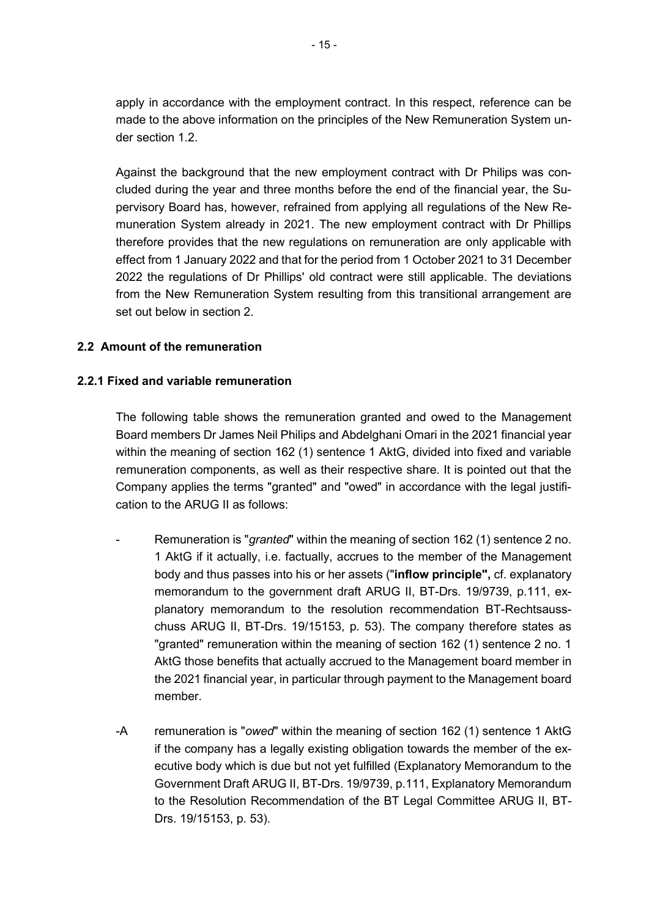apply in accordance with the employment contract. In this respect, reference can be made to the above information on the principles of the New Remuneration System under section 1.2.

Against the background that the new employment contract with Dr Philips was concluded during the year and three months before the end of the financial year, the Supervisory Board has, however, refrained from applying all regulations of the New Remuneration System already in 2021. The new employment contract with Dr Phillips therefore provides that the new regulations on remuneration are only applicable with effect from 1 January 2022 and that for the period from 1 October 2021 to 31 December 2022 the regulations of Dr Phillips' old contract were still applicable. The deviations from the New Remuneration System resulting from this transitional arrangement are set out below in section 2.

### 2.2 Amount of the remuneration

#### 2.2.1 Fixed and variable remuneration

The following table shows the remuneration granted and owed to the Management Board members Dr James Neil Philips and Abdelghani Omari in the 2021 financial year within the meaning of section 162 (1) sentence 1 AktG, divided into fixed and variable remuneration components, as well as their respective share. It is pointed out that the Company applies the terms "granted" and "owed" in accordance with the legal justification to the ARUG II as follows:

- Remuneration is "*granted*" within the meaning of section 162 (1) sentence 2 no. 1 AktG if it actually, i.e. factually, accrues to the member of the Management body and thus passes into his or her assets ("**inflow principle",** cf. explanatory memorandum to the government draft ARUG II, BT-Drs. 19/9739, p.111, explanatory memorandum to the resolution recommendation BT-Rechtsausschuss ARUG II, BT-Drs. 19/15153, p. 53). The company therefore states as "granted" remuneration within the meaning of section 162 (1) sentence 2 no. 1 AktG those benefits that actually accrued to the Management board member in the 2021 financial year, in particular through payment to the Management board member.

-A remuneration is "*owed*" within the meaning of section 162 (1) sentence 1 AktG if the company has a legally existing obligation towards the member of the executive body which is due but not yet fulfilled (Explanatory Memorandum to the Government Draft ARUG II, BT-Drs. 19/9739, p.111, Explanatory Memorandum to the Resolution Recommendation of the BT Legal Committee ARUG II, BT-Drs. 19/15153, p. 53).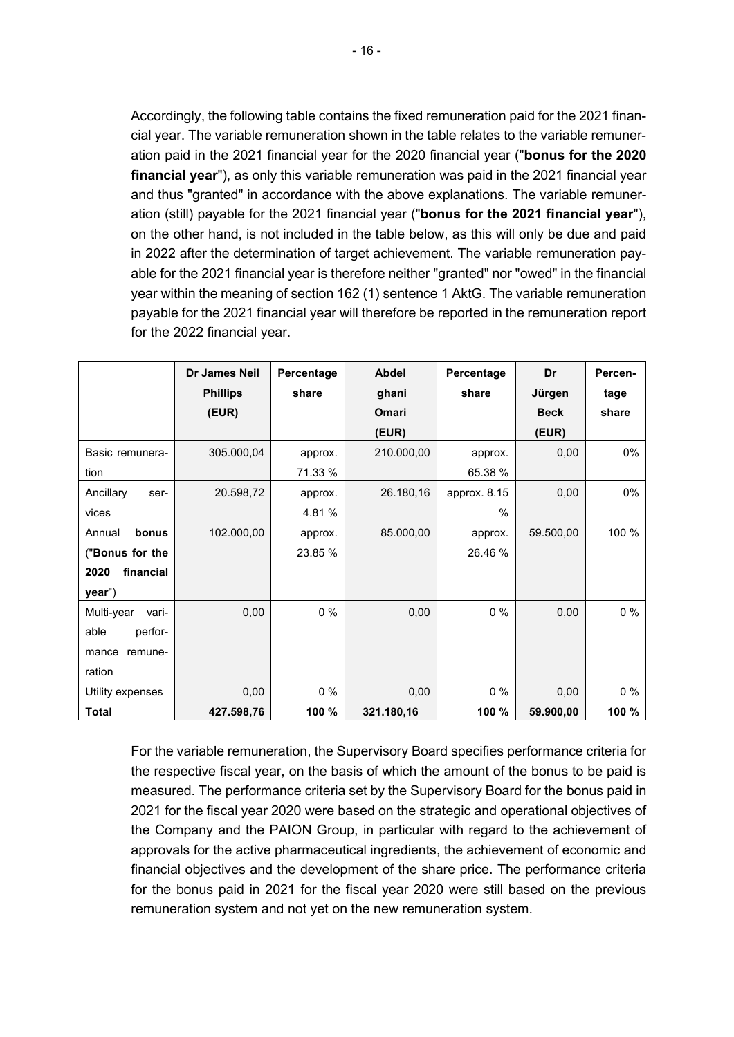Accordingly, the following table contains the fixed remuneration paid for the 2021 financial year. The variable remuneration shown in the table relates to the variable remuneration paid in the 2021 financial year for the 2020 financial year ("**bonus for the 2020 financial year**"), as only this variable remuneration was paid in the 2021 financial year and thus "granted" in accordance with the above explanations. The variable remuneration (still) payable for the 2021 financial year ("**bonus for the 2021 financial year**"), on the other hand, is not included in the table below, as this will only be due and paid in 2022 after the determination of target achievement. The variable remuneration payable for the 2021 financial year is therefore neither "granted" nor "owed" in the financial year within the meaning of section 162 (1) sentence 1 AktG. The variable remuneration payable for the 2021 financial year will therefore be reported in the remuneration report for the 2022 financial year.

| | **Dr James Neil Phillips (EUR)** | **Percentage share** | **Abdel ghani Omari (EUR)** | **Percentage share** | **Dr Jürgen Beck (EUR)** | **Percentage share** |
|---|---|---|---|---|---|---|
| Basic remuneration | 305.000,04 | approx. 71.33 % | 210.000,00 | approx. 65.38 % | 0,00 | 0% |
| Ancillary services | 20.598,72 | approx. 4.81 % | 26.180,16 | approx. 8.15 % | 0,00 | 0% |
| Annual **bonus** ("**Bonus for the 2020 financial year**") | 102.000,00 | approx. 23.85 % | 85.000,00 | approx. 26.46 % | 59.500,00 | 100 % |
| Multi-year variable performance remuneration | 0,00 | 0 % | 0,00 | 0 % | 0,00 | 0 % |
| Utility expenses | 0,00 | 0 % | 0,00 | 0 % | 0,00 | 0 % |
| **Total** | **427.598,76** | **100 %** | **321.180,16** | **100 %** | **59.900,00** | **100 %** |

For the variable remuneration, the Supervisory Board specifies performance criteria for the respective fiscal year, on the basis of which the amount of the bonus to be paid is measured. The performance criteria set by the Supervisory Board for the bonus paid in 2021 for the fiscal year 2020 were based on the strategic and operational objectives of the Company and the PAION Group, in particular with regard to the achievement of approvals for the active pharmaceutical ingredients, the achievement of economic and financial objectives and the development of the share price. The performance criteria for the bonus paid in 2021 for the fiscal year 2020 were still based on the previous remuneration system and not yet on the new remuneration system.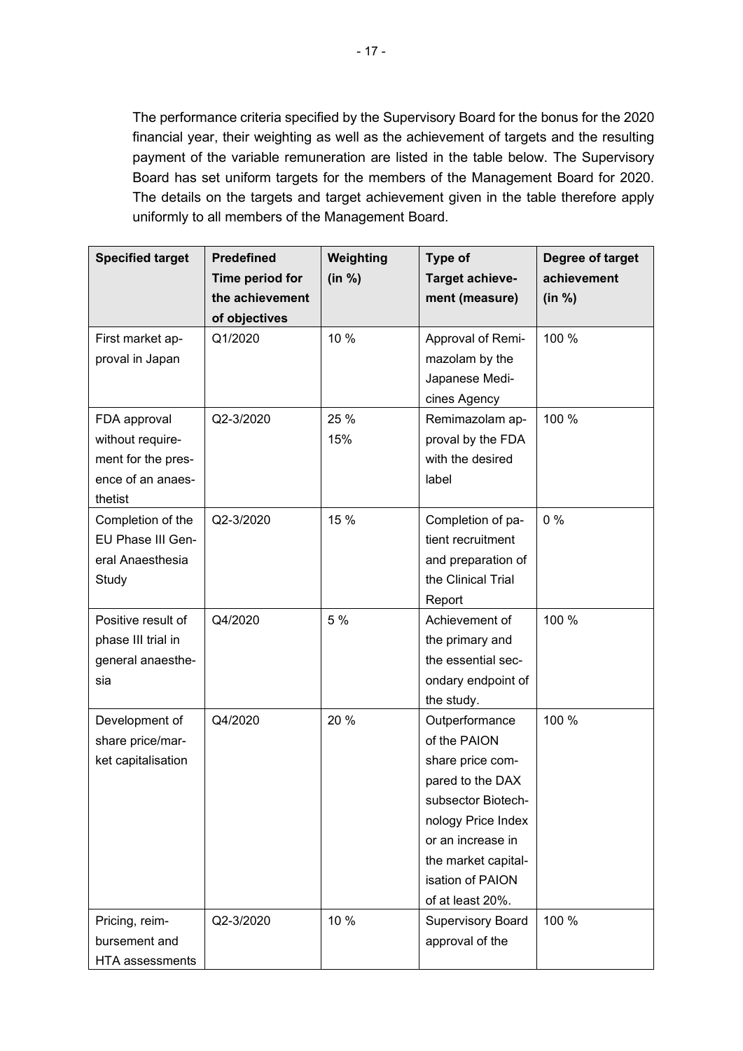The performance criteria specified by the Supervisory Board for the bonus for the 2020 financial year, their weighting as well as the achievement of targets and the resulting payment of the variable remuneration are listed in the table below. The Supervisory Board has set uniform targets for the members of the Management Board for 2020. The details on the targets and target achievement given in the table therefore apply uniformly to all members of the Management Board.

| Specified target | Predefined Time period for the achievement of objectives | Weighting (in %) | Type of Target achievement (measure) | Degree of target achievement (in %) |
|---|---|---|---|---|
| First market approval in Japan | Q1/2020 | 10 % | Approval of Remimazolam by the Japanese Medicines Agency | 100 % |
| FDA approval without requirement for the presence of an anaesthetist | Q2-3/2020 | 25 % 15% | Remimazolam approval by the FDA with the desired label | 100 % |
| Completion of the EU Phase III General Anaesthesia Study | Q2-3/2020 | 15 % | Completion of patient recruitment and preparation of the Clinical Trial Report | 0 % |
| Positive result of phase III trial in general anaesthesia | Q4/2020 | 5 % | Achievement of the primary and the essential secondary endpoint of the study. | 100 % |
| Development of share price/market capitalisation | Q4/2020 | 20 % | Outperformance of the PAION share price compared to the DAX subsector Biotechnology Price Index or an increase in the market capitalisation of PAION of at least 20%. | 100 % |
| Pricing, reimbursement and HTA assessments | Q2-3/2020 | 10 % | Supervisory Board approval of the | 100 % |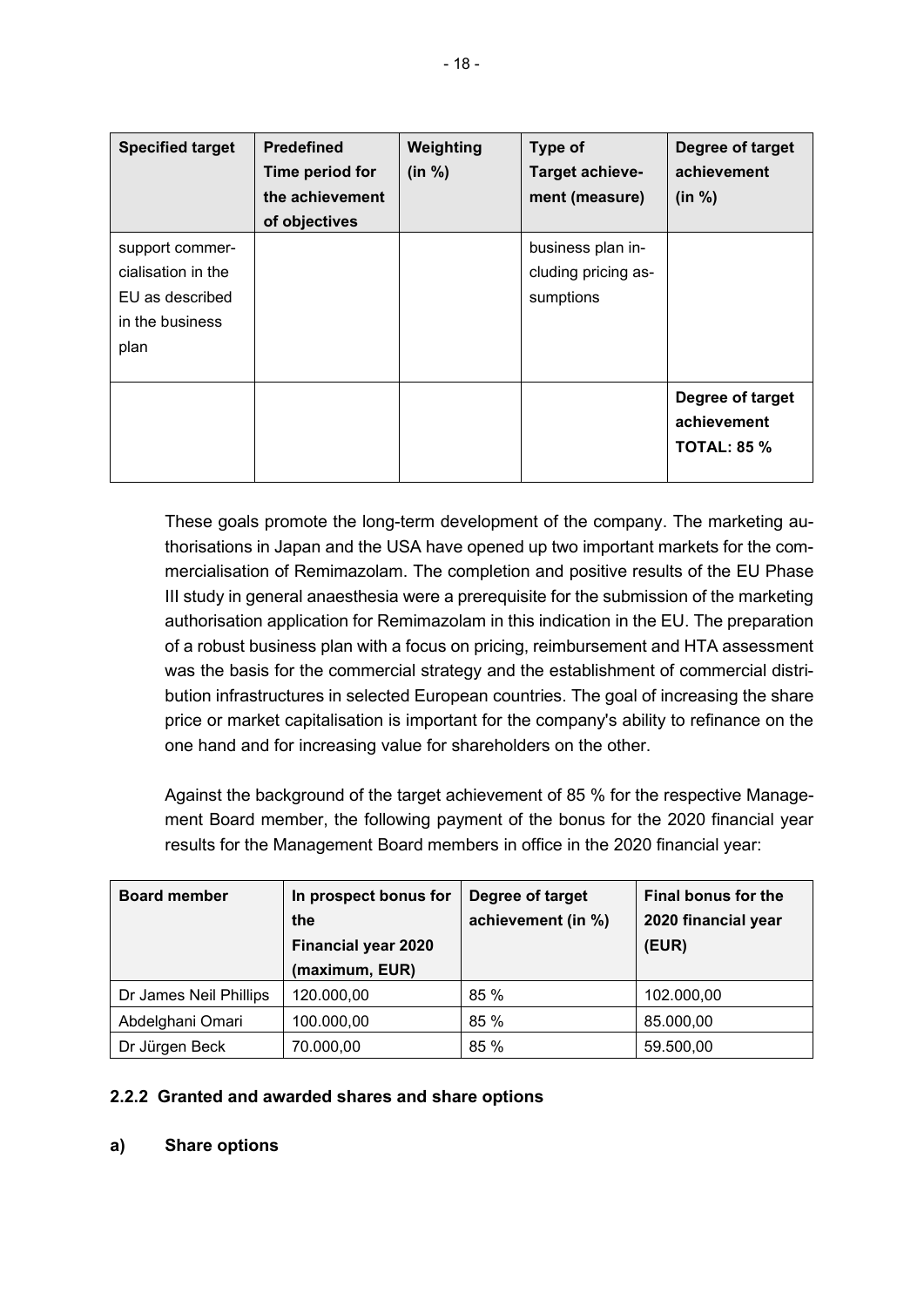| Specified target | Predefined Time period for the achievement of objectives | Weighting (in %) | Type of Target achievement (measure) | Degree of target achievement (in %) |
|---|---|---|---|---|
| support commercialisation in the EU as described in the business plan | | | business plan including pricing assumptions | |
| | | | | **Degree of target achievement TOTAL: 85 %** |

These goals promote the long-term development of the company. The marketing authorisations in Japan and the USA have opened up two important markets for the commercialisation of Remimazolam. The completion and positive results of the EU Phase III study in general anaesthesia were a prerequisite for the submission of the marketing authorisation application for Remimazolam in this indication in the EU. The preparation of a robust business plan with a focus on pricing, reimbursement and HTA assessment was the basis for the commercial strategy and the establishment of commercial distribution infrastructures in selected European countries. The goal of increasing the share price or market capitalisation is important for the company's ability to refinance on the one hand and for increasing value for shareholders on the other.

Against the background of the target achievement of 85 % for the respective Management Board member, the following payment of the bonus for the 2020 financial year results for the Management Board members in office in the 2020 financial year:

| Board member | In prospect bonus for the Financial year 2020 (maximum, EUR) | Degree of target achievement (in %) | Final bonus for the 2020 financial year (EUR) |
|---|---|---|---|
| Dr James Neil Phillips | 120.000,00 | 85 % | 102.000,00 |
| Abdelghani Omari | 100.000,00 | 85 % | 85.000,00 |
| Dr Jürgen Beck | 70.000,00 | 85 % | 59.500,00 |

### 2.2.2 Granted and awarded shares and share options

#### a) Share options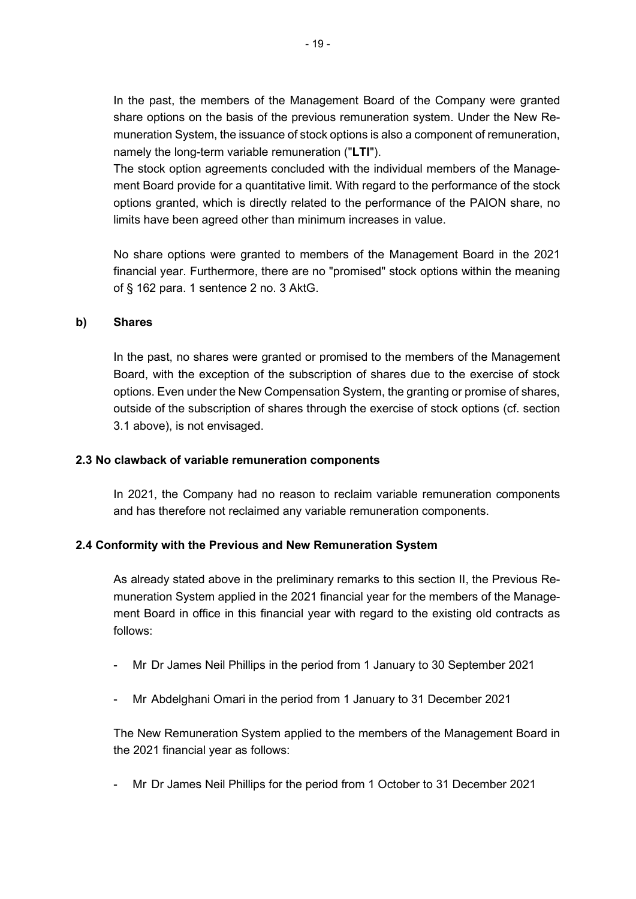In the past, the members of the Management Board of the Company were granted share options on the basis of the previous remuneration system. Under the New Remuneration System, the issuance of stock options is also a component of remuneration, namely the long-term variable remuneration ("**LTI**").

The stock option agreements concluded with the individual members of the Management Board provide for a quantitative limit. With regard to the performance of the stock options granted, which is directly related to the performance of the PAION share, no limits have been agreed other than minimum increases in value.

No share options were granted to members of the Management Board in the 2021 financial year. Furthermore, there are no "promised" stock options within the meaning of § 162 para. 1 sentence 2 no. 3 AktG.

**b) Shares**

In the past, no shares were granted or promised to the members of the Management Board, with the exception of the subscription of shares due to the exercise of stock options. Even under the New Compensation System, the granting or promise of shares, outside of the subscription of shares through the exercise of stock options (cf. section 3.1 above), is not envisaged.

**2.3 No clawback of variable remuneration components**

In 2021, the Company had no reason to reclaim variable remuneration components and has therefore not reclaimed any variable remuneration components.

**2.4 Conformity with the Previous and New Remuneration System**

As already stated above in the preliminary remarks to this section II, the Previous Remuneration System applied in the 2021 financial year for the members of the Management Board in office in this financial year with regard to the existing old contracts as follows:

- Mr Dr James Neil Phillips in the period from 1 January to 30 September 2021
- Mr Abdelghani Omari in the period from 1 January to 31 December 2021

The New Remuneration System applied to the members of the Management Board in the 2021 financial year as follows:

- Mr Dr James Neil Phillips for the period from 1 October to 31 December 2021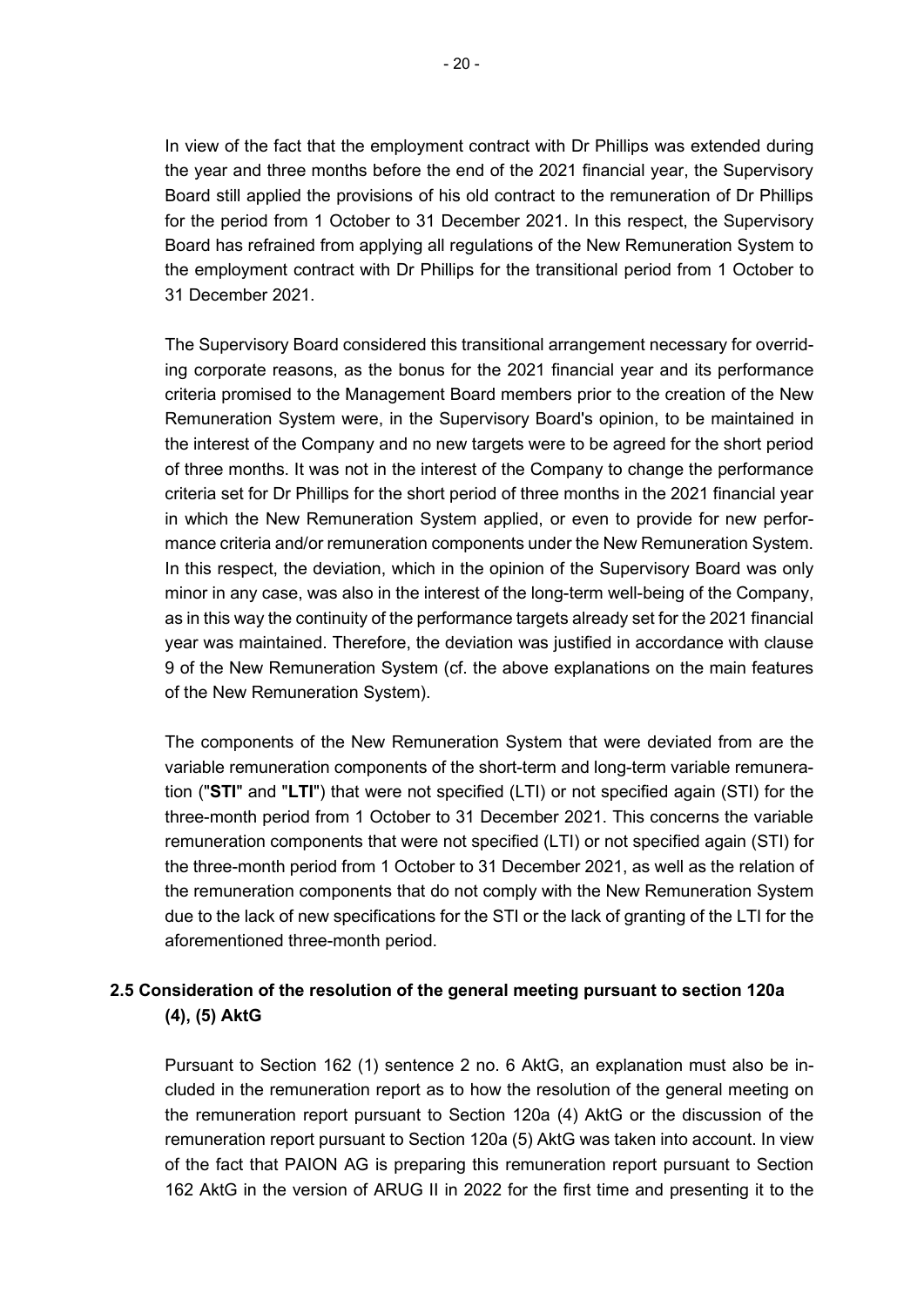In view of the fact that the employment contract with Dr Phillips was extended during the year and three months before the end of the 2021 financial year, the Supervisory Board still applied the provisions of his old contract to the remuneration of Dr Phillips for the period from 1 October to 31 December 2021. In this respect, the Supervisory Board has refrained from applying all regulations of the New Remuneration System to the employment contract with Dr Phillips for the transitional period from 1 October to 31 December 2021.

The Supervisory Board considered this transitional arrangement necessary for overriding corporate reasons, as the bonus for the 2021 financial year and its performance criteria promised to the Management Board members prior to the creation of the New Remuneration System were, in the Supervisory Board's opinion, to be maintained in the interest of the Company and no new targets were to be agreed for the short period of three months. It was not in the interest of the Company to change the performance criteria set for Dr Phillips for the short period of three months in the 2021 financial year in which the New Remuneration System applied, or even to provide for new performance criteria and/or remuneration components under the New Remuneration System. In this respect, the deviation, which in the opinion of the Supervisory Board was only minor in any case, was also in the interest of the long-term well-being of the Company, as in this way the continuity of the performance targets already set for the 2021 financial year was maintained. Therefore, the deviation was justified in accordance with clause 9 of the New Remuneration System (cf. the above explanations on the main features of the New Remuneration System).

The components of the New Remuneration System that were deviated from are the variable remuneration components of the short-term and long-term variable remuneration ("**STI**" and "**LTI**") that were not specified (LTI) or not specified again (STI) for the three-month period from 1 October to 31 December 2021. This concerns the variable remuneration components that were not specified (LTI) or not specified again (STI) for the three-month period from 1 October to 31 December 2021, as well as the relation of the remuneration components that do not comply with the New Remuneration System due to the lack of new specifications for the STI or the lack of granting of the LTI for the aforementioned three-month period.

## 2.5 Consideration of the resolution of the general meeting pursuant to section 120a (4), (5) AktG

Pursuant to Section 162 (1) sentence 2 no. 6 AktG, an explanation must also be included in the remuneration report as to how the resolution of the general meeting on the remuneration report pursuant to Section 120a (4) AktG or the discussion of the remuneration report pursuant to Section 120a (5) AktG was taken into account. In view of the fact that PAION AG is preparing this remuneration report pursuant to Section 162 AktG in the version of ARUG II in 2022 for the first time and presenting it to the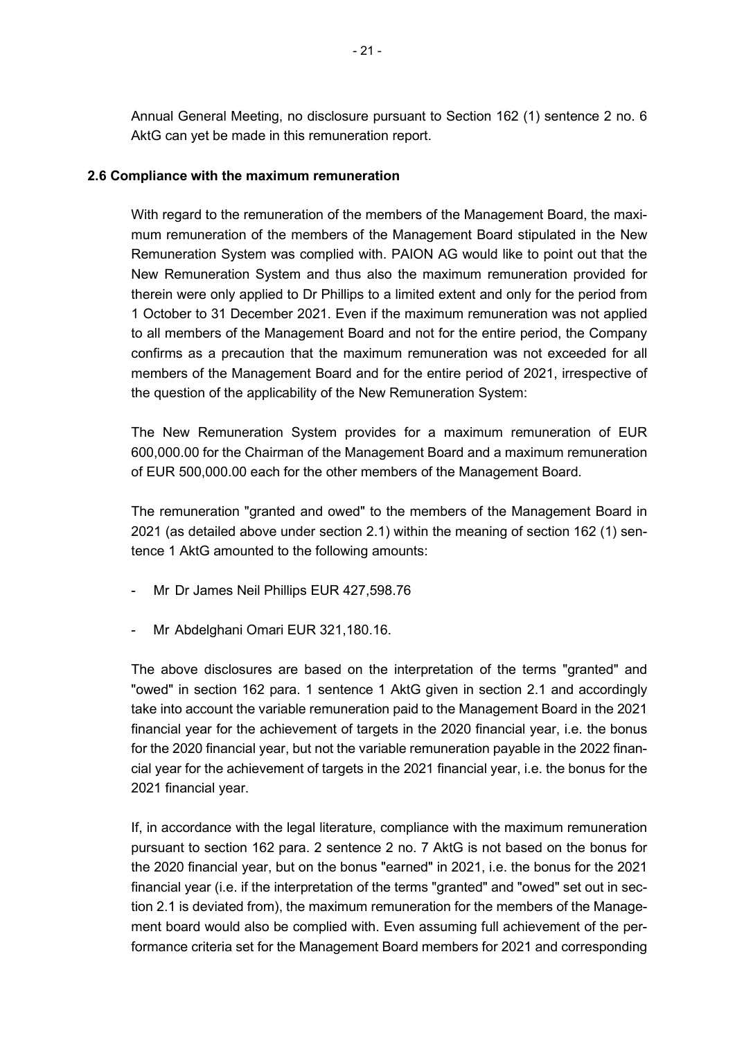Annual General Meeting, no disclosure pursuant to Section 162 (1) sentence 2 no. 6 AktG can yet be made in this remuneration report.

### 2.6 Compliance with the maximum remuneration

With regard to the remuneration of the members of the Management Board, the maximum remuneration of the members of the Management Board stipulated in the New Remuneration System was complied with. PAION AG would like to point out that the New Remuneration System and thus also the maximum remuneration provided for therein were only applied to Dr Phillips to a limited extent and only for the period from 1 October to 31 December 2021. Even if the maximum remuneration was not applied to all members of the Management Board and not for the entire period, the Company confirms as a precaution that the maximum remuneration was not exceeded for all members of the Management Board and for the entire period of 2021, irrespective of the question of the applicability of the New Remuneration System:

The New Remuneration System provides for a maximum remuneration of EUR 600,000.00 for the Chairman of the Management Board and a maximum remuneration of EUR 500,000.00 each for the other members of the Management Board.

The remuneration "granted and owed" to the members of the Management Board in 2021 (as detailed above under section 2.1) within the meaning of section 162 (1) sentence 1 AktG amounted to the following amounts:

- Mr Dr James Neil Phillips EUR 427,598.76
- Mr Abdelghani Omari EUR 321,180.16.

The above disclosures are based on the interpretation of the terms "granted" and "owed" in section 162 para. 1 sentence 1 AktG given in section 2.1 and accordingly take into account the variable remuneration paid to the Management Board in the 2021 financial year for the achievement of targets in the 2020 financial year, i.e. the bonus for the 2020 financial year, but not the variable remuneration payable in the 2022 financial year for the achievement of targets in the 2021 financial year, i.e. the bonus for the 2021 financial year.

If, in accordance with the legal literature, compliance with the maximum remuneration pursuant to section 162 para. 2 sentence 2 no. 7 AktG is not based on the bonus for the 2020 financial year, but on the bonus "earned" in 2021, i.e. the bonus for the 2021 financial year (i.e. if the interpretation of the terms "granted" and "owed" set out in section 2.1 is deviated from), the maximum remuneration for the members of the Management board would also be complied with. Even assuming full achievement of the performance criteria set for the Management Board members for 2021 and corresponding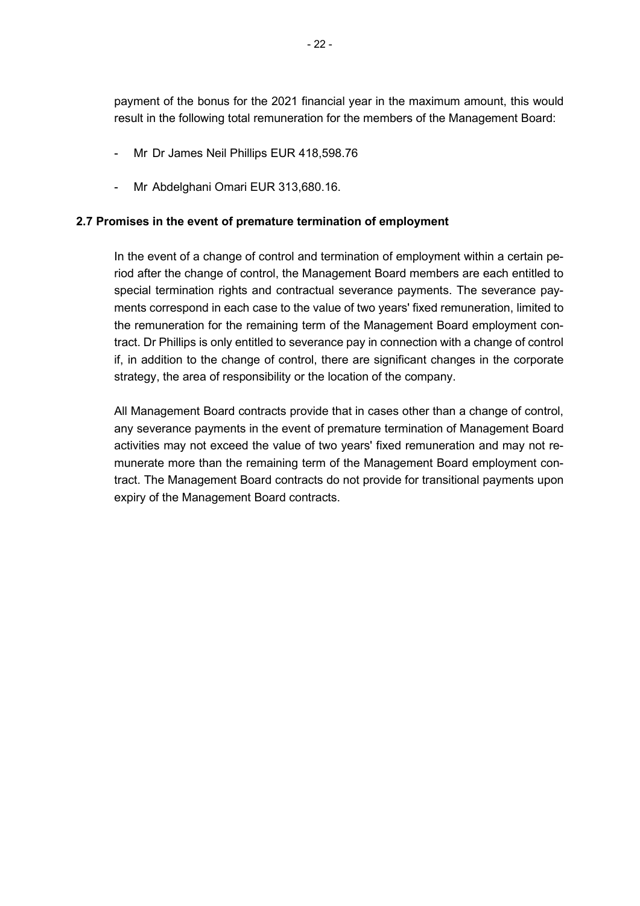payment of the bonus for the 2021 financial year in the maximum amount, this would result in the following total remuneration for the members of the Management Board:

- Mr Dr James Neil Phillips EUR 418,598.76
- Mr Abdelghani Omari EUR 313,680.16.

### 2.7 Promises in the event of premature termination of employment

In the event of a change of control and termination of employment within a certain period after the change of control, the Management Board members are each entitled to special termination rights and contractual severance payments. The severance payments correspond in each case to the value of two years' fixed remuneration, limited to the remuneration for the remaining term of the Management Board employment contract. Dr Phillips is only entitled to severance pay in connection with a change of control if, in addition to the change of control, there are significant changes in the corporate strategy, the area of responsibility or the location of the company.

All Management Board contracts provide that in cases other than a change of control, any severance payments in the event of premature termination of Management Board activities may not exceed the value of two years' fixed remuneration and may not remunerate more than the remaining term of the Management Board employment contract. The Management Board contracts do not provide for transitional payments upon expiry of the Management Board contracts.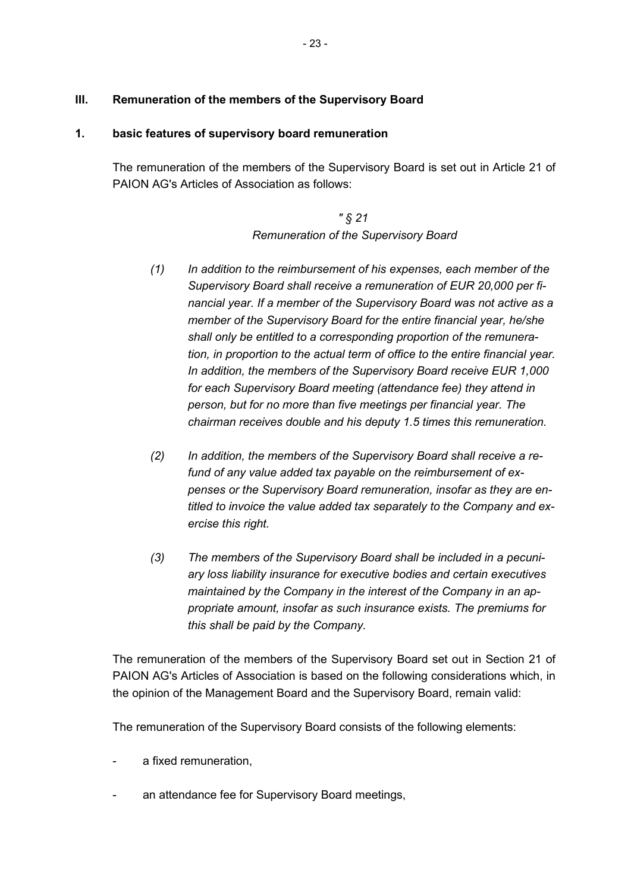## III. Remuneration of the members of the Supervisory Board

### 1. basic features of supervisory board remuneration

The remuneration of the members of the Supervisory Board is set out in Article 21 of PAION AG's Articles of Association as follows:

*" § 21*
*Remuneration of the Supervisory Board*

*(1) In addition to the reimbursement of his expenses, each member of the Supervisory Board shall receive a remuneration of EUR 20,000 per financial year. If a member of the Supervisory Board was not active as a member of the Supervisory Board for the entire financial year, he/she shall only be entitled to a corresponding proportion of the remuneration, in proportion to the actual term of office to the entire financial year. In addition, the members of the Supervisory Board receive EUR 1,000 for each Supervisory Board meeting (attendance fee) they attend in person, but for no more than five meetings per financial year. The chairman receives double and his deputy 1.5 times this remuneration.*

*(2) In addition, the members of the Supervisory Board shall receive a refund of any value added tax payable on the reimbursement of expenses or the Supervisory Board remuneration, insofar as they are entitled to invoice the value added tax separately to the Company and exercise this right.*

*(3) The members of the Supervisory Board shall be included in a pecuniary loss liability insurance for executive bodies and certain executives maintained by the Company in the interest of the Company in an appropriate amount, insofar as such insurance exists. The premiums for this shall be paid by the Company.*

The remuneration of the members of the Supervisory Board set out in Section 21 of PAION AG's Articles of Association is based on the following considerations which, in the opinion of the Management Board and the Supervisory Board, remain valid:

The remuneration of the Supervisory Board consists of the following elements:

- a fixed remuneration,
- an attendance fee for Supervisory Board meetings,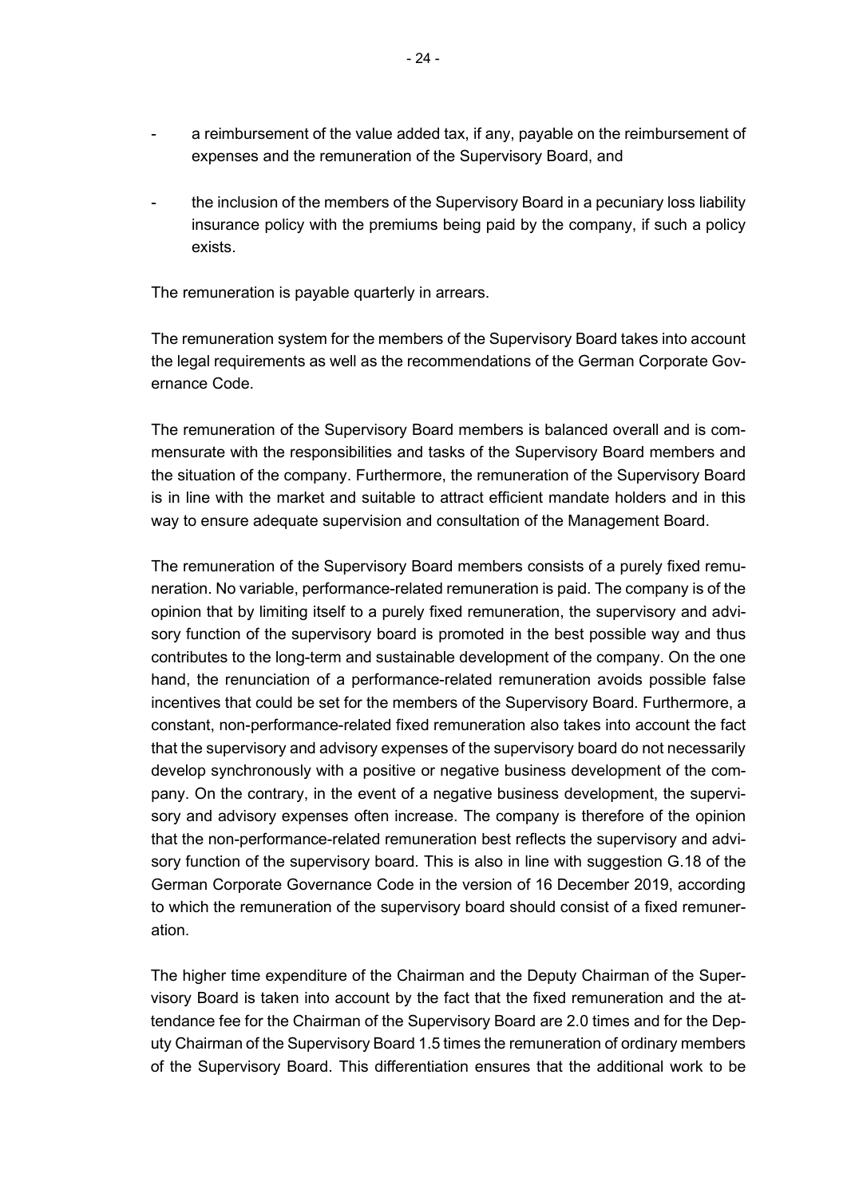- a reimbursement of the value added tax, if any, payable on the reimbursement of expenses and the remuneration of the Supervisory Board, and

- the inclusion of the members of the Supervisory Board in a pecuniary loss liability insurance policy with the premiums being paid by the company, if such a policy exists.

The remuneration is payable quarterly in arrears.

The remuneration system for the members of the Supervisory Board takes into account the legal requirements as well as the recommendations of the German Corporate Governance Code.

The remuneration of the Supervisory Board members is balanced overall and is commensurate with the responsibilities and tasks of the Supervisory Board members and the situation of the company. Furthermore, the remuneration of the Supervisory Board is in line with the market and suitable to attract efficient mandate holders and in this way to ensure adequate supervision and consultation of the Management Board.

The remuneration of the Supervisory Board members consists of a purely fixed remuneration. No variable, performance-related remuneration is paid. The company is of the opinion that by limiting itself to a purely fixed remuneration, the supervisory and advisory function of the supervisory board is promoted in the best possible way and thus contributes to the long-term and sustainable development of the company. On the one hand, the renunciation of a performance-related remuneration avoids possible false incentives that could be set for the members of the Supervisory Board. Furthermore, a constant, non-performance-related fixed remuneration also takes into account the fact that the supervisory and advisory expenses of the supervisory board do not necessarily develop synchronously with a positive or negative business development of the company. On the contrary, in the event of a negative business development, the supervisory and advisory expenses often increase. The company is therefore of the opinion that the non-performance-related remuneration best reflects the supervisory and advisory function of the supervisory board. This is also in line with suggestion G.18 of the German Corporate Governance Code in the version of 16 December 2019, according to which the remuneration of the supervisory board should consist of a fixed remuneration.

The higher time expenditure of the Chairman and the Deputy Chairman of the Supervisory Board is taken into account by the fact that the fixed remuneration and the attendance fee for the Chairman of the Supervisory Board are 2.0 times and for the Deputy Chairman of the Supervisory Board 1.5 times the remuneration of ordinary members of the Supervisory Board. This differentiation ensures that the additional work to be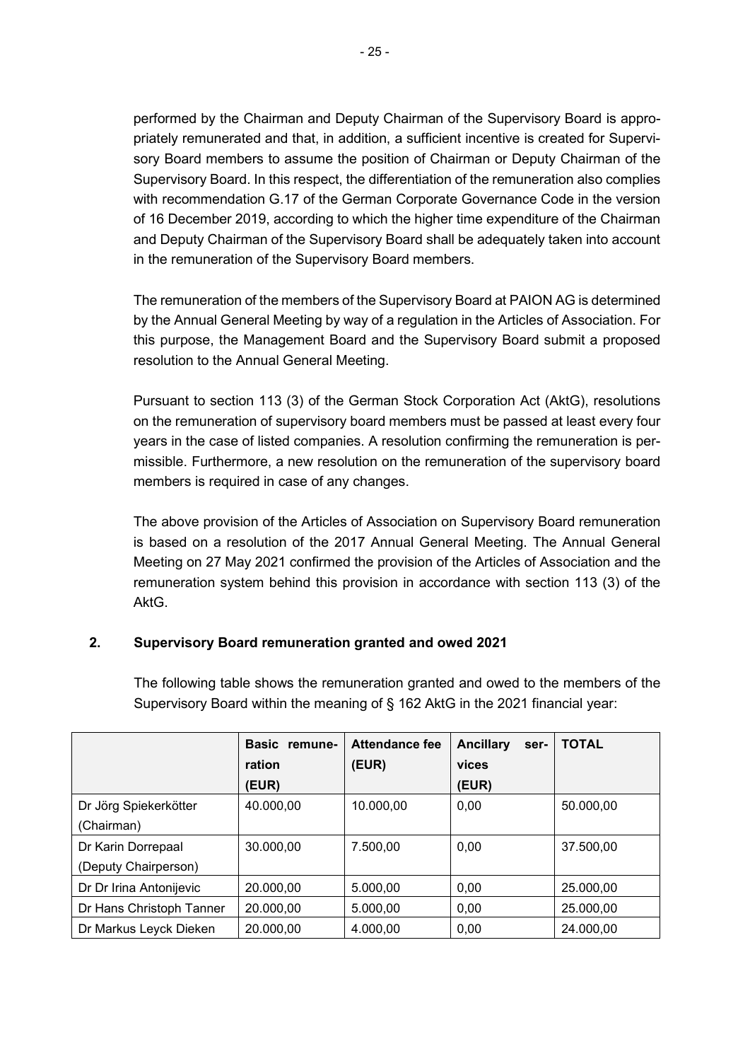performed by the Chairman and Deputy Chairman of the Supervisory Board is appropriately remunerated and that, in addition, a sufficient incentive is created for Supervisory Board members to assume the position of Chairman or Deputy Chairman of the Supervisory Board. In this respect, the differentiation of the remuneration also complies with recommendation G.17 of the German Corporate Governance Code in the version of 16 December 2019, according to which the higher time expenditure of the Chairman and Deputy Chairman of the Supervisory Board shall be adequately taken into account in the remuneration of the Supervisory Board members.

The remuneration of the members of the Supervisory Board at PAION AG is determined by the Annual General Meeting by way of a regulation in the Articles of Association. For this purpose, the Management Board and the Supervisory Board submit a proposed resolution to the Annual General Meeting.

Pursuant to section 113 (3) of the German Stock Corporation Act (AktG), resolutions on the remuneration of supervisory board members must be passed at least every four years in the case of listed companies. A resolution confirming the remuneration is permissible. Furthermore, a new resolution on the remuneration of the supervisory board members is required in case of any changes.

The above provision of the Articles of Association on Supervisory Board remuneration is based on a resolution of the 2017 Annual General Meeting. The Annual General Meeting on 27 May 2021 confirmed the provision of the Articles of Association and the remuneration system behind this provision in accordance with section 113 (3) of the AktG.

## 2. Supervisory Board remuneration granted and owed 2021

The following table shows the remuneration granted and owed to the members of the Supervisory Board within the meaning of § 162 AktG in the 2021 financial year:

| | **Basic remuneration (EUR)** | **Attendance fee (EUR)** | **Ancillary services (EUR)** | **TOTAL** |
|---|---|---|---|---|
| Dr Jörg Spiekerkötter (Chairman) | 40.000,00 | 10.000,00 | 0,00 | 50.000,00 |
| Dr Karin Dorrepaal (Deputy Chairperson) | 30.000,00 | 7.500,00 | 0,00 | 37.500,00 |
| Dr Dr Irina Antonijevic | 20.000,00 | 5.000,00 | 0,00 | 25.000,00 |
| Dr Hans Christoph Tanner | 20.000,00 | 5.000,00 | 0,00 | 25.000,00 |
| Dr Markus Leyck Dieken | 20.000,00 | 4.000,00 | 0,00 | 24.000,00 |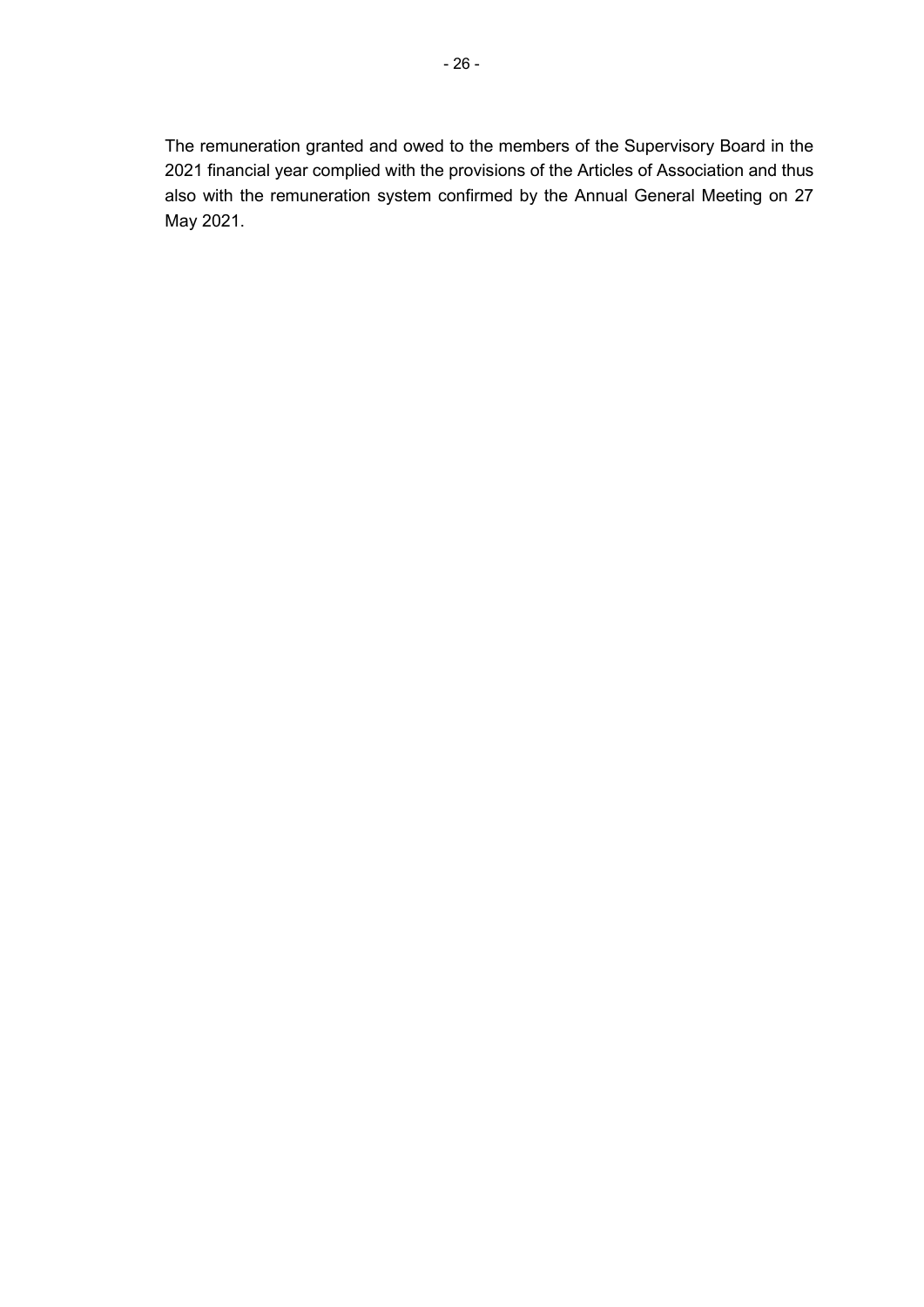The remuneration granted and owed to the members of the Supervisory Board in the 2021 financial year complied with the provisions of the Articles of Association and thus also with the remuneration system confirmed by the Annual General Meeting on 27 May 2021.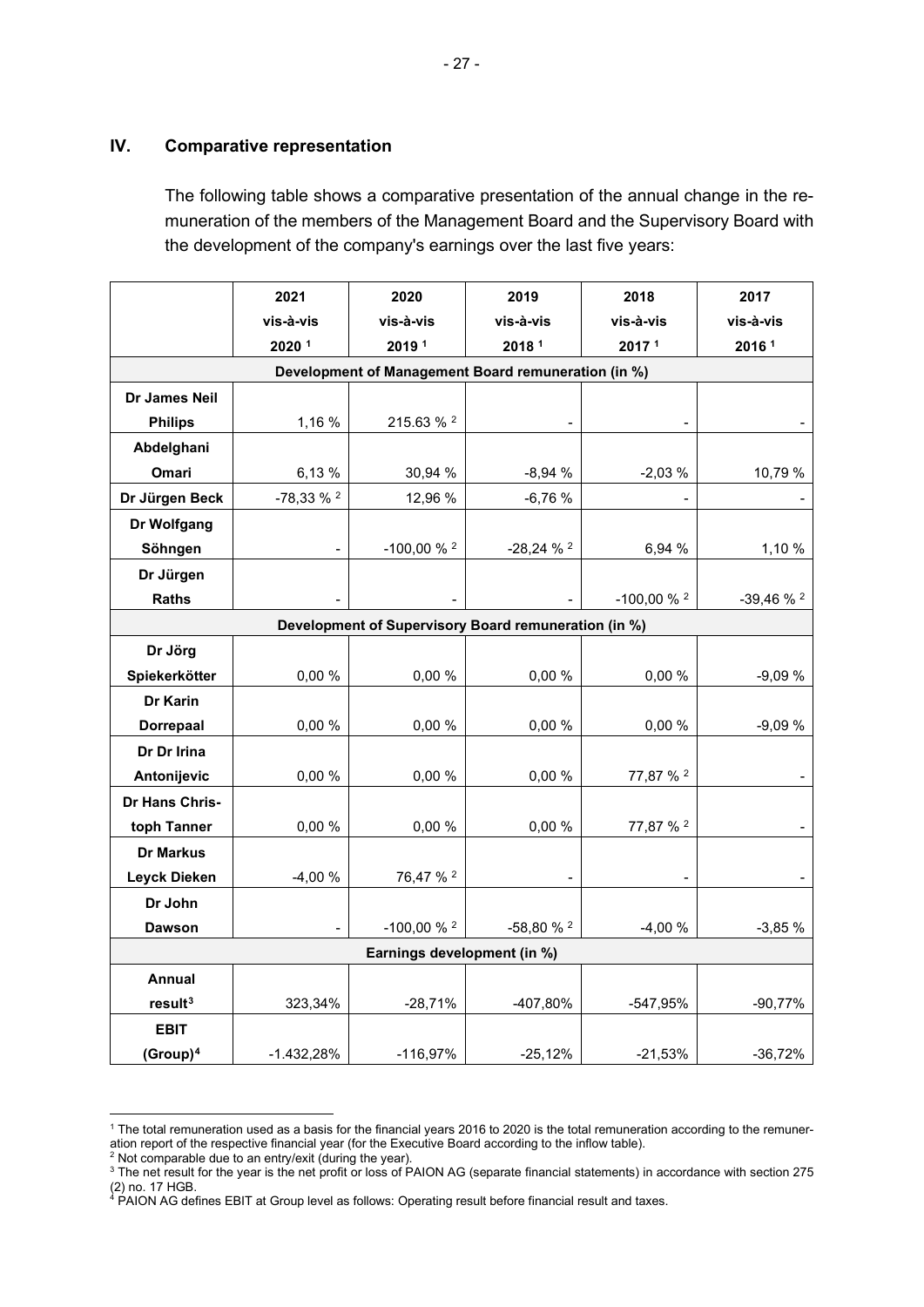## IV. Comparative representation

The following table shows a comparative presentation of the annual change in the remuneration of the members of the Management Board and the Supervisory Board with the development of the company's earnings over the last five years:

| | 2021 vis-à-vis 2020 [1] | 2020 vis-à-vis 2019 [1] | 2019 vis-à-vis 2018 [1] | 2018 vis-à-vis 2017 [1] | 2017 vis-à-vis 2016 [1] |
|---|---|---|---|---|---|
| **Development of Management Board remuneration (in %)** | | | | | |
| **Dr James Neil Philips** | 1,16 % | 215.63 % [2] | - | - | - |
| **Abdelghani Omari** | 6,13 % | 30,94 % | -8,94 % | -2,03 % | 10,79 % |
| **Dr Jürgen Beck** | -78,33 % [2] | 12,96 % | -6,76 % | - | - |
| **Dr Wolfgang Söhngen** | - | -100,00 % [2] | -28,24 % [2] | 6,94 % | 1,10 % |
| **Dr Jürgen Raths** | - | - | - | -100,00 % [2] | -39,46 % [2] |
| **Development of Supervisory Board remuneration (in %)** | | | | | |
| **Dr Jörg Spiekerkötter** | 0,00 % | 0,00 % | 0,00 % | 0,00 % | -9,09 % |
| **Dr Karin Dorrepaal** | 0,00 % | 0,00 % | 0,00 % | 0,00 % | -9,09 % |
| **Dr Dr Irina Antonijevic** | 0,00 % | 0,00 % | 0,00 % | 77,87 % [2] | - |
| **Dr Hans Christoph Tanner** | 0,00 % | 0,00 % | 0,00 % | 77,87 % [2] | - |
| **Dr Markus Leyck Dieken** | -4,00 % | 76,47 % [2] | - | - | - |
| **Dr John Dawson** | - | -100,00 % [2] | -58,80 % [2] | -4,00 % | -3,85 % |
| **Earnings development (in %)** | | | | | |
| **Annual result[3]** | 323,34% | -28,71% | -407,80% | -547,95% | -90,77% |
| **EBIT (Group)[4]** | -1.432,28% | -116,97% | -25,12% | -21,53% | -36,72% |

[1] The total remuneration used as a basis for the financial years 2016 to 2020 is the total remuneration according to the remuneration report of the respective financial year (for the Executive Board according to the inflow table).

[2] Not comparable due to an entry/exit (during the year).

[3] The net result for the year is the net profit or loss of PAION AG (separate financial statements) in accordance with section 275 (2) no. 17 HGB.

[4] PAION AG defines EBIT at Group level as follows: Operating result before financial result and taxes.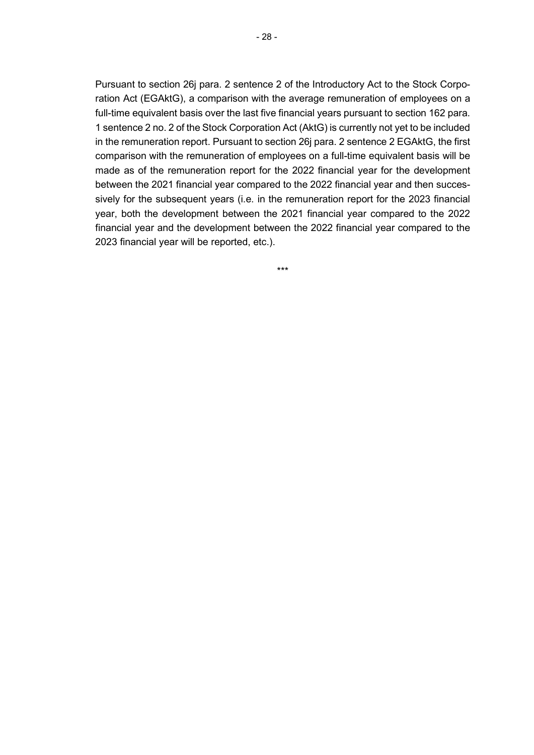Pursuant to section 26j para. 2 sentence 2 of the Introductory Act to the Stock Corporation Act (EGAktG), a comparison with the average remuneration of employees on a full-time equivalent basis over the last five financial years pursuant to section 162 para. 1 sentence 2 no. 2 of the Stock Corporation Act (AktG) is currently not yet to be included in the remuneration report. Pursuant to section 26j para. 2 sentence 2 EGAktG, the first comparison with the remuneration of employees on a full-time equivalent basis will be made as of the remuneration report for the 2022 financial year for the development between the 2021 financial year compared to the 2022 financial year and then successively for the subsequent years (i.e. in the remuneration report for the 2023 financial year, both the development between the 2021 financial year compared to the 2022 financial year and the development between the 2022 financial year compared to the 2023 financial year will be reported, etc.).

***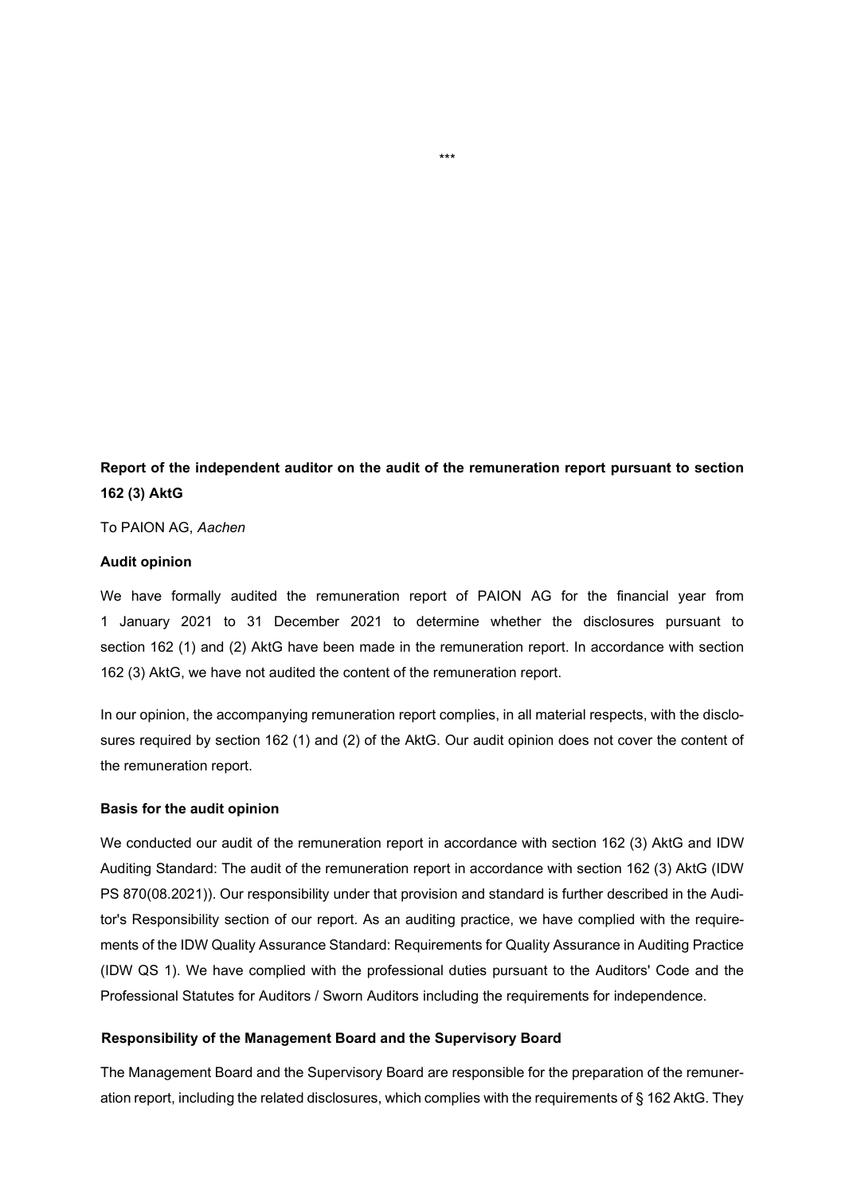\*\*\*

**Report of the independent auditor on the audit of the remuneration report pursuant to section 162 (3) AktG**

To PAION AG, *Aachen*

**Audit opinion**

We have formally audited the remuneration report of PAION AG for the financial year from 1 January 2021 to 31 December 2021 to determine whether the disclosures pursuant to section 162 (1) and (2) AktG have been made in the remuneration report. In accordance with section 162 (3) AktG, we have not audited the content of the remuneration report.

In our opinion, the accompanying remuneration report complies, in all material respects, with the disclosures required by section 162 (1) and (2) of the AktG. Our audit opinion does not cover the content of the remuneration report.

**Basis for the audit opinion**

We conducted our audit of the remuneration report in accordance with section 162 (3) AktG and IDW Auditing Standard: The audit of the remuneration report in accordance with section 162 (3) AktG (IDW PS 870(08.2021)). Our responsibility under that provision and standard is further described in the Auditor's Responsibility section of our report. As an auditing practice, we have complied with the requirements of the IDW Quality Assurance Standard: Requirements for Quality Assurance in Auditing Practice (IDW QS 1). We have complied with the professional duties pursuant to the Auditors' Code and the Professional Statutes for Auditors / Sworn Auditors including the requirements for independence.

**Responsibility of the Management Board and the Supervisory Board**

The Management Board and the Supervisory Board are responsible for the preparation of the remuneration report, including the related disclosures, which complies with the requirements of § 162 AktG. They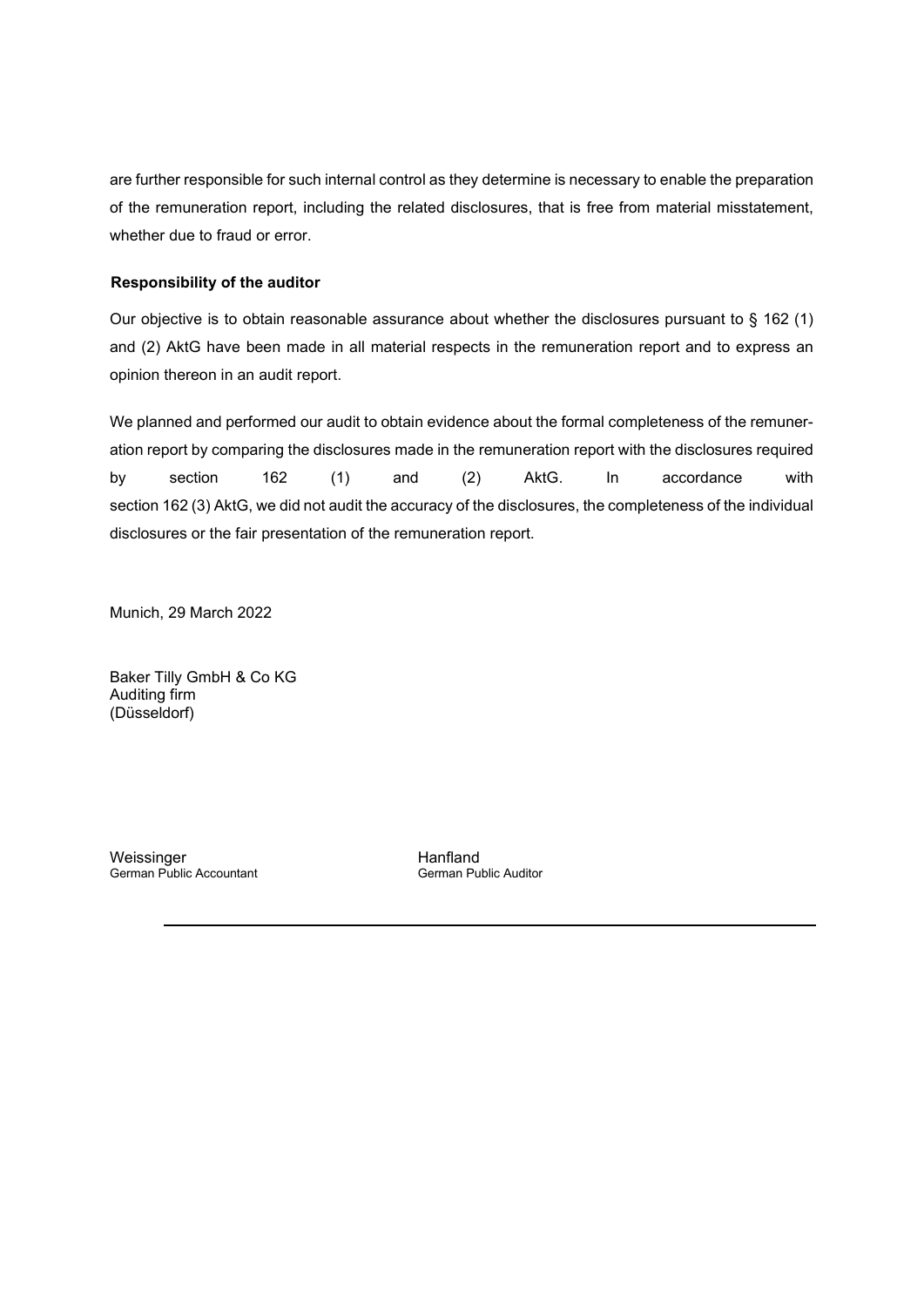are further responsible for such internal control as they determine is necessary to enable the preparation of the remuneration report, including the related disclosures, that is free from material misstatement, whether due to fraud or error.

**Responsibility of the auditor**

Our objective is to obtain reasonable assurance about whether the disclosures pursuant to § 162 (1) and (2) AktG have been made in all material respects in the remuneration report and to express an opinion thereon in an audit report.

We planned and performed our audit to obtain evidence about the formal completeness of the remuneration report by comparing the disclosures made in the remuneration report with the disclosures required by section 162 (1) and (2) AktG. In accordance with section 162 (3) AktG, we did not audit the accuracy of the disclosures, the completeness of the individual disclosures or the fair presentation of the remuneration report.

Munich, 29 March 2022

Baker Tilly GmbH & Co KG
Auditing firm
(Düsseldorf)

Weissinger
German Public Accountant

Hanfland
German Public Auditor